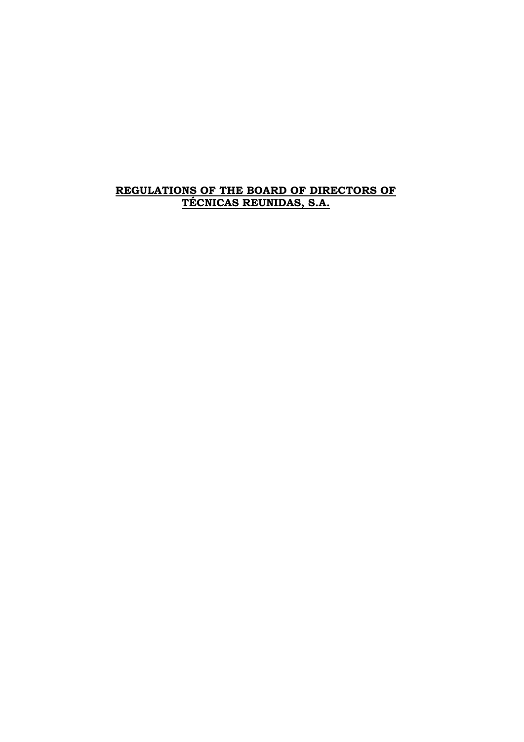# **REGULATIONS OF THE BOARD OF DIRECTORS OF TÉCNICAS REUNIDAS, S.A.**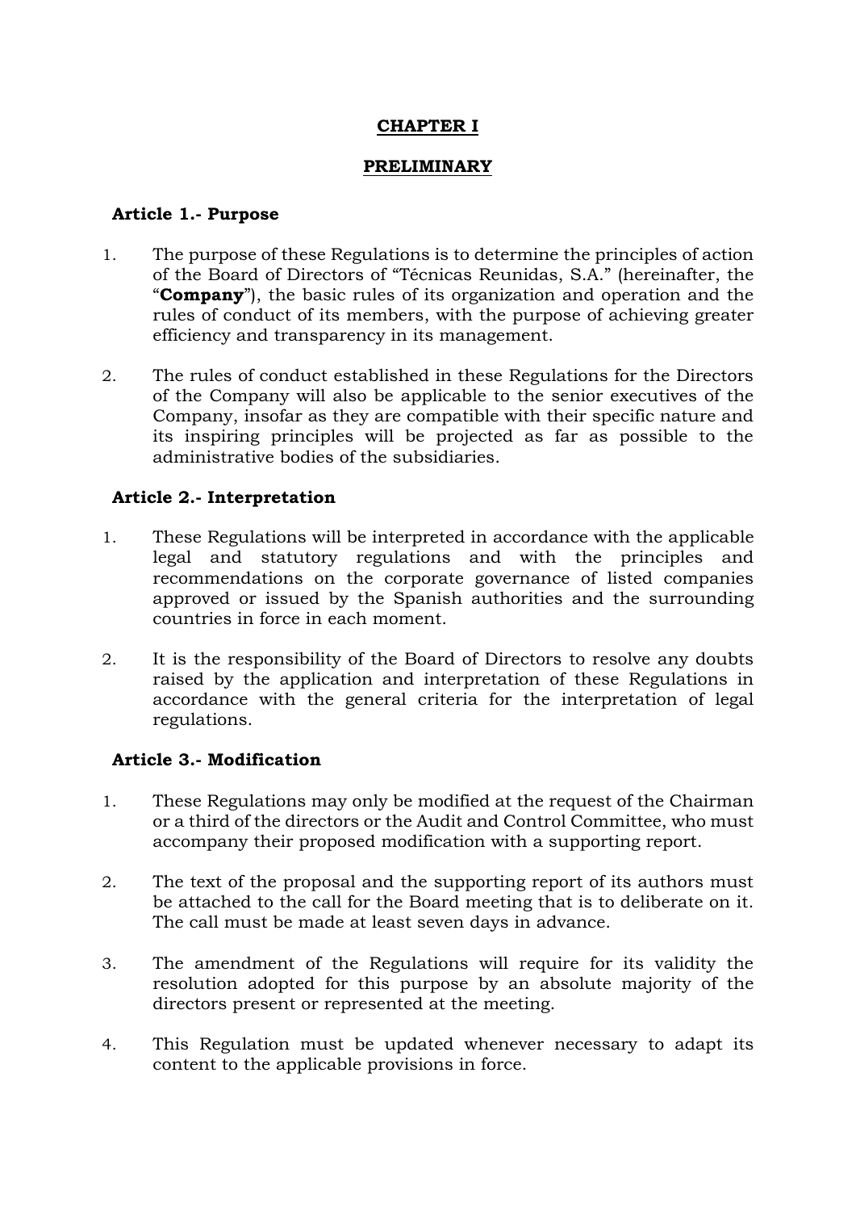# CHAPTER I

## PRELIMINARY

### Article 1.- Purpose

1. The purpose of these Regulations is to determine the principles of action of the Board of Directors of "Técnicas Reunidas, S.A." (hereinafter, the "**Company**"), the basic rules of its organization and operation and the rules of conduct of its members, with the purpose of achieving greater efficiency and transparency in its management.

2. The rules of conduct established in these Regulations for the Directors of the Company will also be applicable to the senior executives of the Company, insofar as they are compatible with their specific nature and its inspiring principles will be projected as far as possible to the administrative bodies of the subsidiaries.

### Article 2.- Interpretation

1. These Regulations will be interpreted in accordance with the applicable legal and statutory regulations and with the principles and recommendations on the corporate governance of listed companies approved or issued by the Spanish authorities and the surrounding countries in force in each moment.

2. It is the responsibility of the Board of Directors to resolve any doubts raised by the application and interpretation of these Regulations in accordance with the general criteria for the interpretation of legal regulations.

### Article 3.- Modification

1. These Regulations may only be modified at the request of the Chairman or a third of the directors or the Audit and Control Committee, who must accompany their proposed modification with a supporting report.

2. The text of the proposal and the supporting report of its authors must be attached to the call for the Board meeting that is to deliberate on it. The call must be made at least seven days in advance.

3. The amendment of the Regulations will require for its validity the resolution adopted for this purpose by an absolute majority of the directors present or represented at the meeting.

4. This Regulation must be updated whenever necessary to adapt its content to the applicable provisions in force.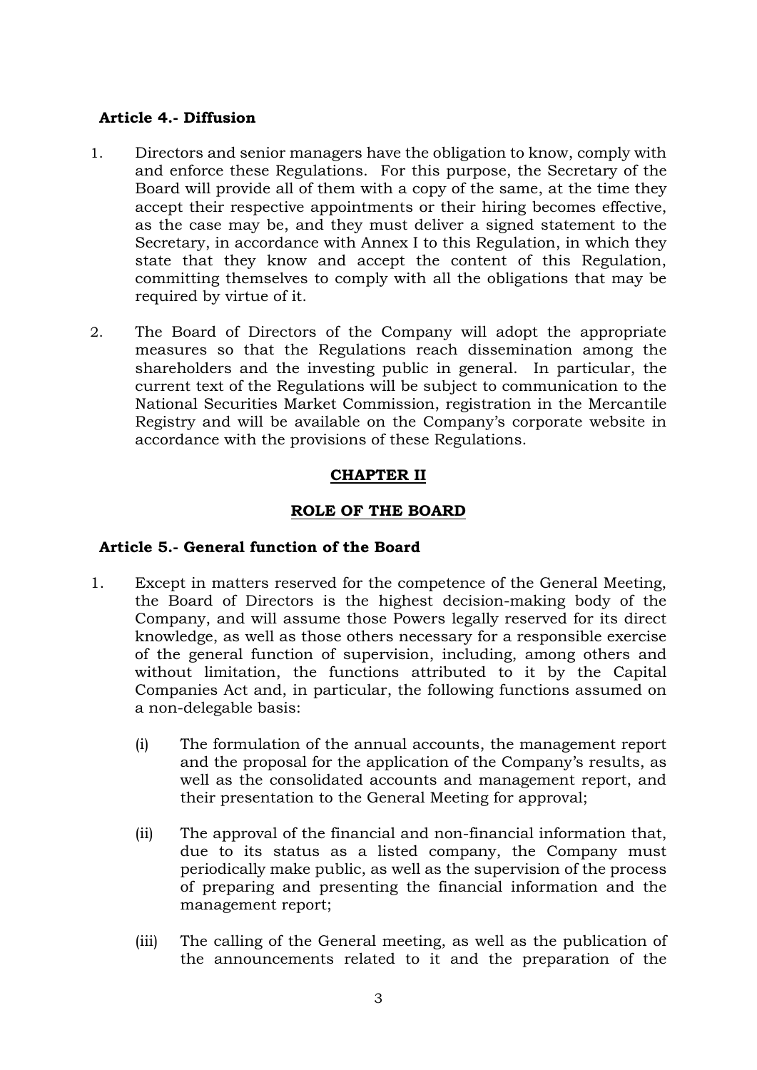### Article 4.- Diffusion

1. Directors and senior managers have the obligation to know, comply with and enforce these Regulations. For this purpose, the Secretary of the Board will provide all of them with a copy of the same, at the time they accept their respective appointments or their hiring becomes effective, as the case may be, and they must deliver a signed statement to the Secretary, in accordance with Annex I to this Regulation, in which they state that they know and accept the content of this Regulation, committing themselves to comply with all the obligations that may be required by virtue of it.

2. The Board of Directors of the Company will adopt the appropriate measures so that the Regulations reach dissemination among the shareholders and the investing public in general. In particular, the current text of the Regulations will be subject to communication to the National Securities Market Commission, registration in the Mercantile Registry and will be available on the Company's corporate website in accordance with the provisions of these Regulations.

## CHAPTER II

## ROLE OF THE BOARD

### Article 5.- General function of the Board

1. Except in matters reserved for the competence of the General Meeting, the Board of Directors is the highest decision-making body of the Company, and will assume those Powers legally reserved for its direct knowledge, as well as those others necessary for a responsible exercise of the general function of supervision, including, among others and without limitation, the functions attributed to it by the Capital Companies Act and, in particular, the following functions assumed on a non-delegable basis:

    (i) The formulation of the annual accounts, the management report and the proposal for the application of the Company's results, as well as the consolidated accounts and management report, and their presentation to the General Meeting for approval;

    (ii) The approval of the financial and non-financial information that, due to its status as a listed company, the Company must periodically make public, as well as the supervision of the process of preparing and presenting the financial information and the management report;

    (iii) The calling of the General meeting, as well as the publication of the announcements related to it and the preparation of the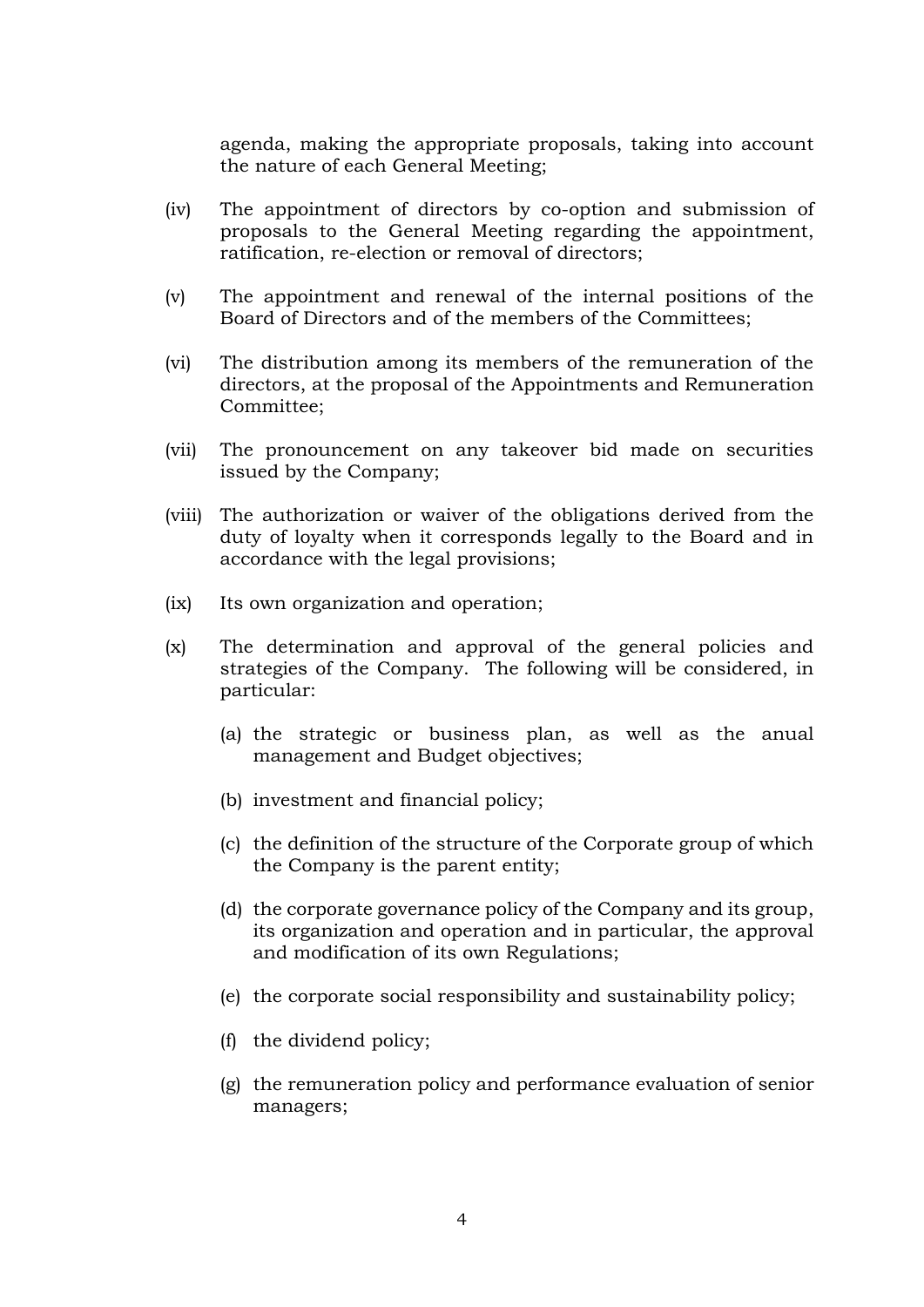agenda, making the appropriate proposals, taking into account the nature of each General Meeting;

(iv) The appointment of directors by co-option and submission of proposals to the General Meeting regarding the appointment, ratification, re-election or removal of directors;

(v) The appointment and renewal of the internal positions of the Board of Directors and of the members of the Committees;

(vi) The distribution among its members of the remuneration of the directors, at the proposal of the Appointments and Remuneration Committee;

(vii) The pronouncement on any takeover bid made on securities issued by the Company;

(viii) The authorization or waiver of the obligations derived from the duty of loyalty when it corresponds legally to the Board and in accordance with the legal provisions;

(ix) Its own organization and operation;

(x) The determination and approval of the general policies and strategies of the Company. The following will be considered, in particular:

   (a) the strategic or business plan, as well as the anual management and Budget objectives;

   (b) investment and financial policy;

   (c) the definition of the structure of the Corporate group of which the Company is the parent entity;

   (d) the corporate governance policy of the Company and its group, its organization and operation and in particular, the approval and modification of its own Regulations;

   (e) the corporate social responsibility and sustainability policy;

   (f) the dividend policy;

   (g) the remuneration policy and performance evaluation of senior managers;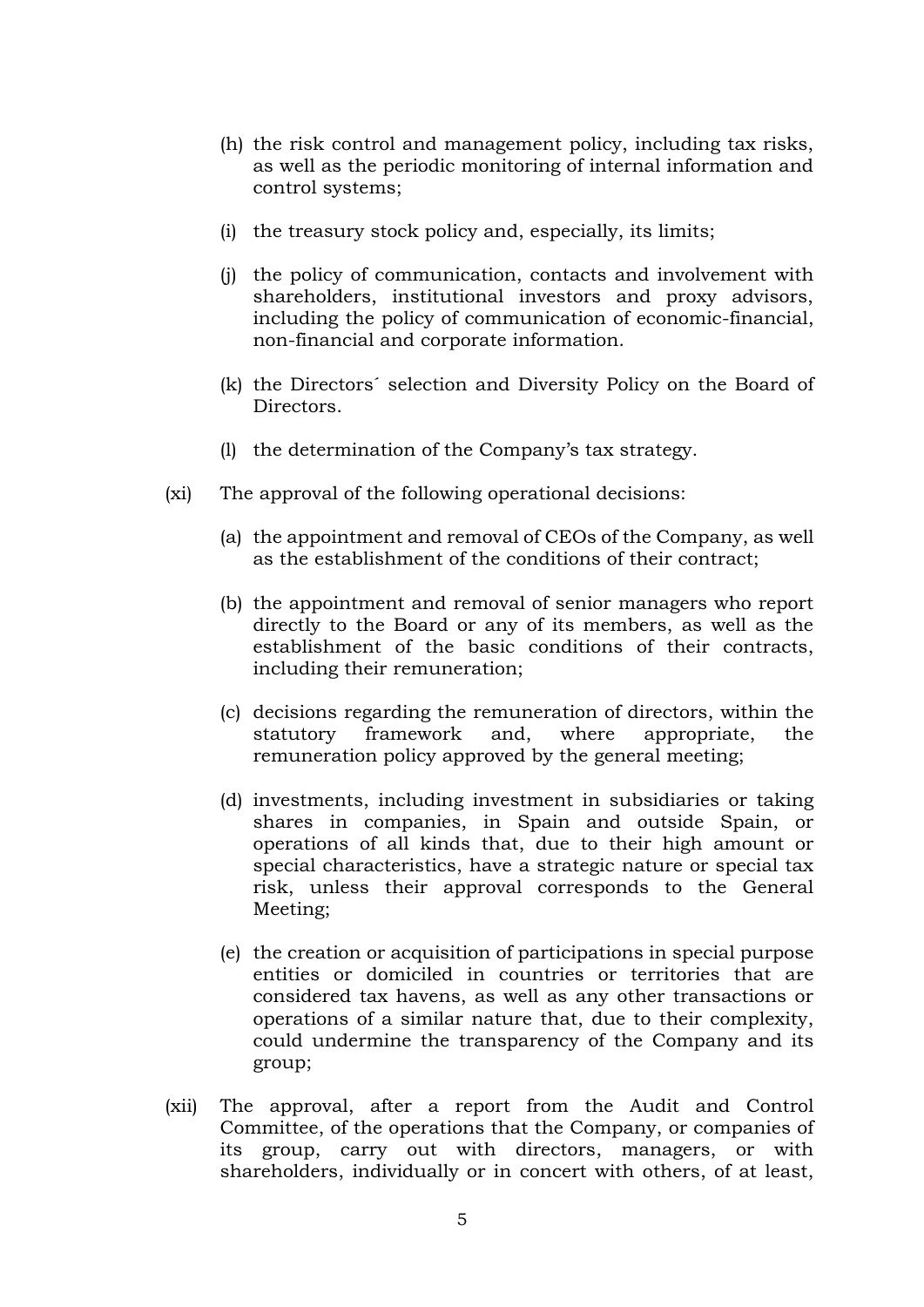(h) the risk control and management policy, including tax risks, as well as the periodic monitoring of internal information and control systems;

(i) the treasury stock policy and, especially, its limits;

(j) the policy of communication, contacts and involvement with shareholders, institutional investors and proxy advisors, including the policy of communication of economic-financial, non-financial and corporate information.

(k) the Directors´ selection and Diversity Policy on the Board of Directors.

(l) the determination of the Company's tax strategy.

(xi) The approval of the following operational decisions:

(a) the appointment and removal of CEOs of the Company, as well as the establishment of the conditions of their contract;

(b) the appointment and removal of senior managers who report directly to the Board or any of its members, as well as the establishment of the basic conditions of their contracts, including their remuneration;

(c) decisions regarding the remuneration of directors, within the statutory framework and, where appropriate, the remuneration policy approved by the general meeting;

(d) investments, including investment in subsidiaries or taking shares in companies, in Spain and outside Spain, or operations of all kinds that, due to their high amount or special characteristics, have a strategic nature or special tax risk, unless their approval corresponds to the General Meeting;

(e) the creation or acquisition of participations in special purpose entities or domiciled in countries or territories that are considered tax havens, as well as any other transactions or operations of a similar nature that, due to their complexity, could undermine the transparency of the Company and its group;

(xii) The approval, after a report from the Audit and Control Committee, of the operations that the Company, or companies of its group, carry out with directors, managers, or with shareholders, individually or in concert with others, of at least,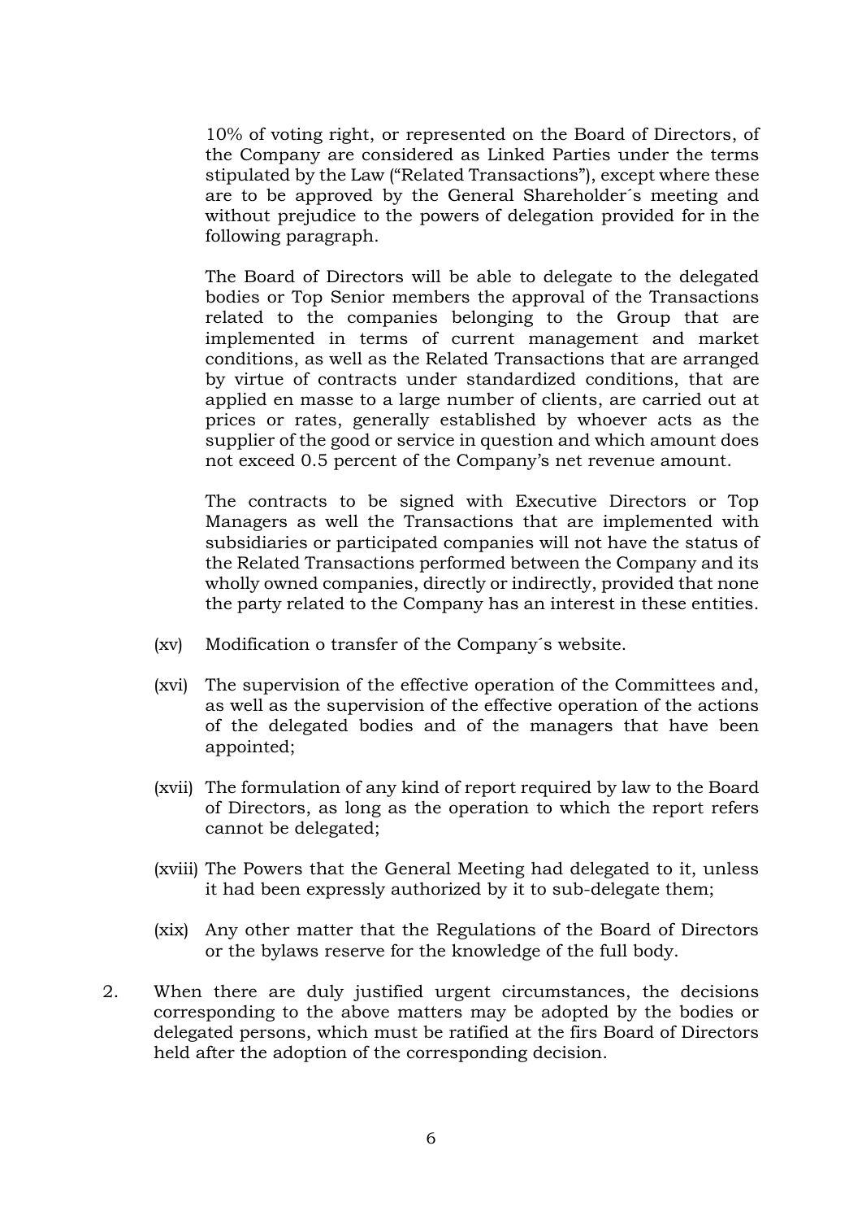10% of voting right, or represented on the Board of Directors, of the Company are considered as Linked Parties under the terms stipulated by the Law ("Related Transactions"), except where these are to be approved by the General Shareholder´s meeting and without prejudice to the powers of delegation provided for in the following paragraph.

The Board of Directors will be able to delegate to the delegated bodies or Top Senior members the approval of the Transactions related to the companies belonging to the Group that are implemented in terms of current management and market conditions, as well as the Related Transactions that are arranged by virtue of contracts under standardized conditions, that are applied en masse to a large number of clients, are carried out at prices or rates, generally established by whoever acts as the supplier of the good or service in question and which amount does not exceed 0.5 percent of the Company's net revenue amount.

The contracts to be signed with Executive Directors or Top Managers as well the Transactions that are implemented with subsidiaries or participated companies will not have the status of the Related Transactions performed between the Company and its wholly owned companies, directly or indirectly, provided that none the party related to the Company has an interest in these entities.

(xv) Modification o transfer of the Company´s website.

(xvi) The supervision of the effective operation of the Committees and, as well as the supervision of the effective operation of the actions of the delegated bodies and of the managers that have been appointed;

(xvii) The formulation of any kind of report required by law to the Board of Directors, as long as the operation to which the report refers cannot be delegated;

(xviii) The Powers that the General Meeting had delegated to it, unless it had been expressly authorized by it to sub-delegate them;

(xix) Any other matter that the Regulations of the Board of Directors or the bylaws reserve for the knowledge of the full body.

2. When there are duly justified urgent circumstances, the decisions corresponding to the above matters may be adopted by the bodies or delegated persons, which must be ratified at the firs Board of Directors held after the adoption of the corresponding decision.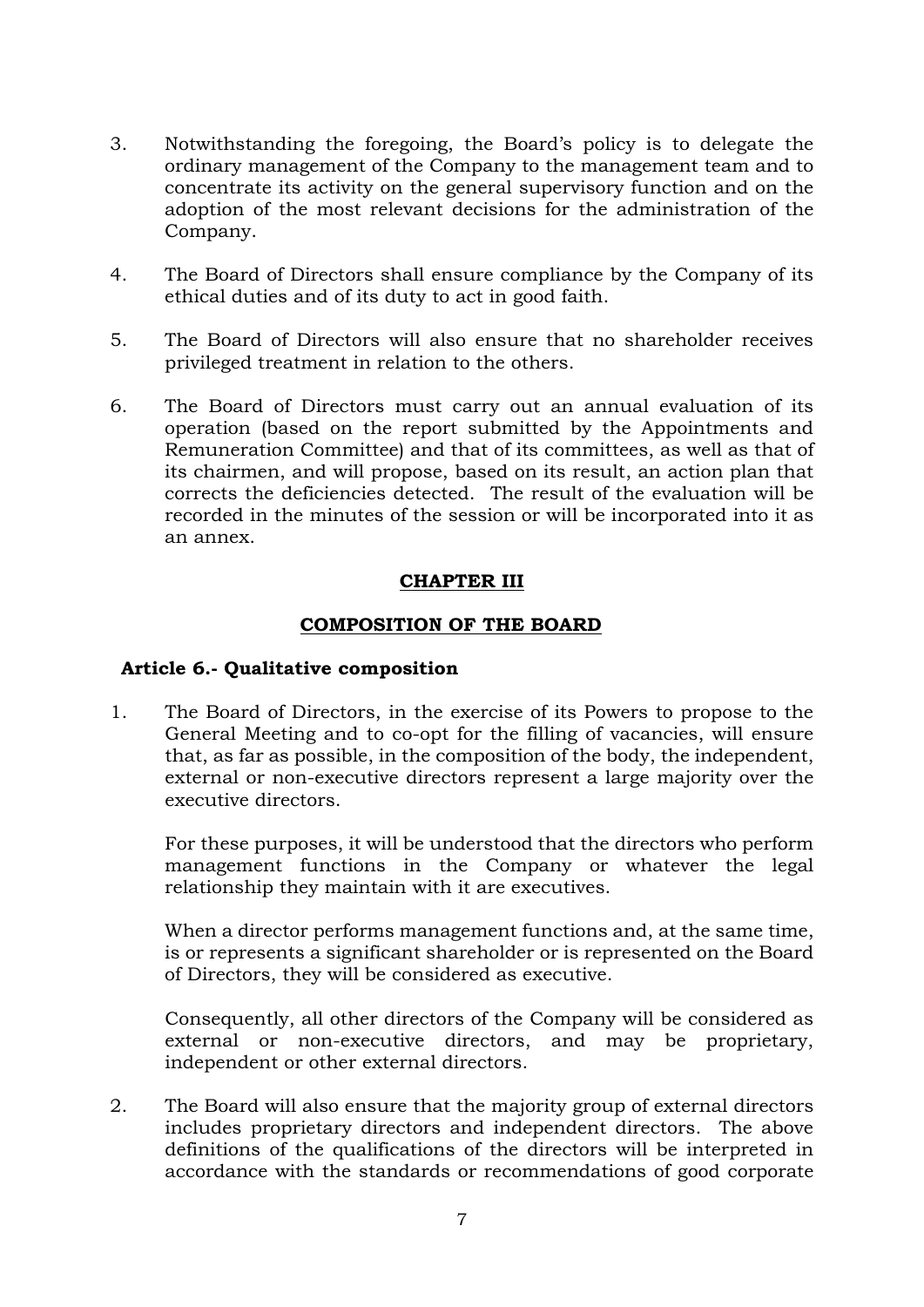3. Notwithstanding the foregoing, the Board's policy is to delegate the ordinary management of the Company to the management team and to concentrate its activity on the general supervisory function and on the adoption of the most relevant decisions for the administration of the Company.

4. The Board of Directors shall ensure compliance by the Company of its ethical duties and of its duty to act in good faith.

5. The Board of Directors will also ensure that no shareholder receives privileged treatment in relation to the others.

6. The Board of Directors must carry out an annual evaluation of its operation (based on the report submitted by the Appointments and Remuneration Committee) and that of its committees, as well as that of its chairmen, and will propose, based on its result, an action plan that corrects the deficiencies detected. The result of the evaluation will be recorded in the minutes of the session or will be incorporated into it as an annex.

## CHAPTER III

## COMPOSITION OF THE BOARD

### Article 6.- Qualitative composition

1. The Board of Directors, in the exercise of its Powers to propose to the General Meeting and to co-opt for the filling of vacancies, will ensure that, as far as possible, in the composition of the body, the independent, external or non-executive directors represent a large majority over the executive directors.

   For these purposes, it will be understood that the directors who perform management functions in the Company or whatever the legal relationship they maintain with it are executives.

   When a director performs management functions and, at the same time, is or represents a significant shareholder or is represented on the Board of Directors, they will be considered as executive.

   Consequently, all other directors of the Company will be considered as external or non-executive directors, and may be proprietary, independent or other external directors.

2. The Board will also ensure that the majority group of external directors includes proprietary directors and independent directors. The above definitions of the qualifications of the directors will be interpreted in accordance with the standards or recommendations of good corporate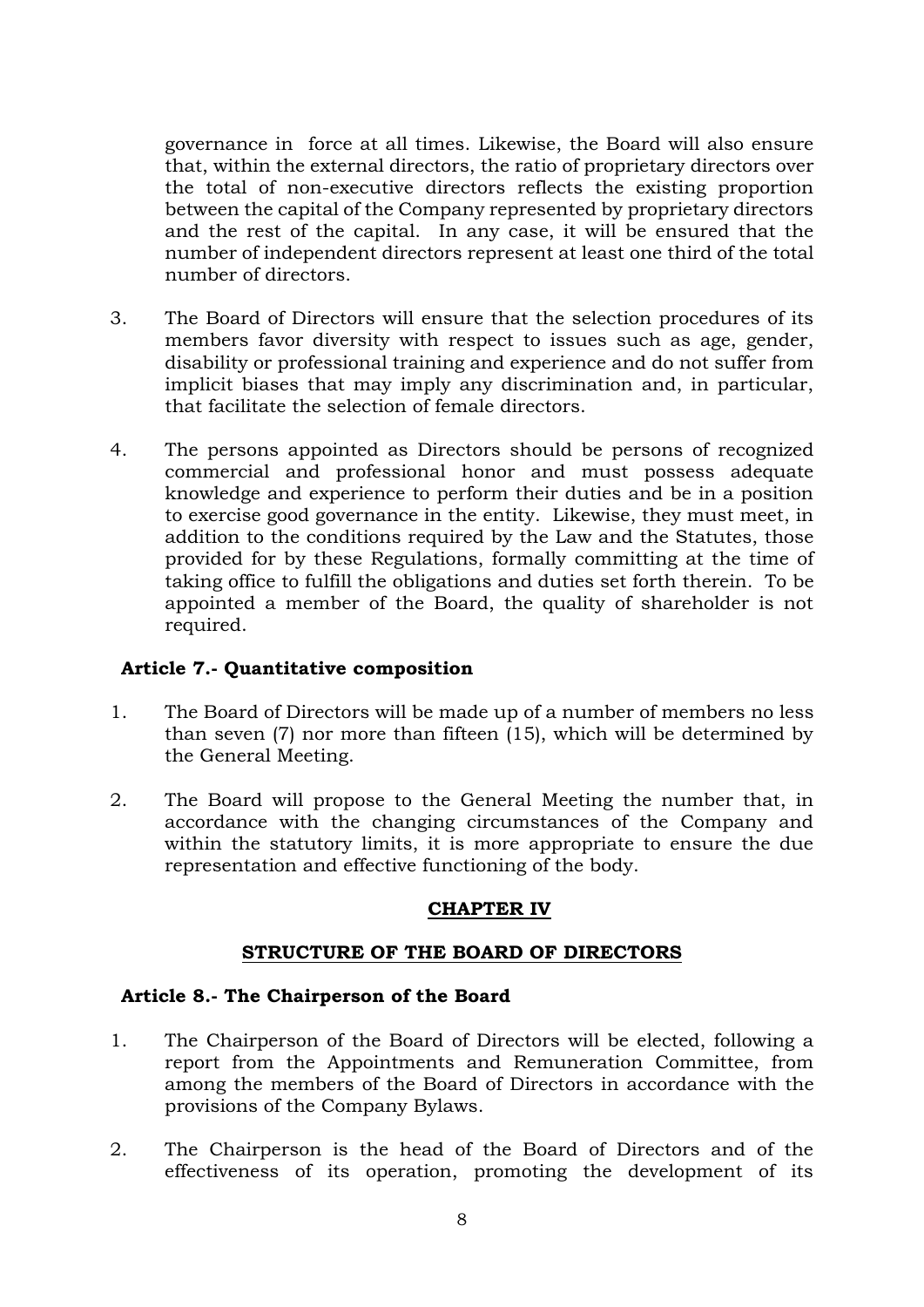governance in force at all times. Likewise, the Board will also ensure that, within the external directors, the ratio of proprietary directors over the total of non-executive directors reflects the existing proportion between the capital of the Company represented by proprietary directors and the rest of the capital. In any case, it will be ensured that the number of independent directors represent at least one third of the total number of directors.

3. The Board of Directors will ensure that the selection procedures of its members favor diversity with respect to issues such as age, gender, disability or professional training and experience and do not suffer from implicit biases that may imply any discrimination and, in particular, that facilitate the selection of female directors.

4. The persons appointed as Directors should be persons of recognized commercial and professional honor and must possess adequate knowledge and experience to perform their duties and be in a position to exercise good governance in the entity. Likewise, they must meet, in addition to the conditions required by the Law and the Statutes, those provided for by these Regulations, formally committing at the time of taking office to fulfill the obligations and duties set forth therein. To be appointed a member of the Board, the quality of shareholder is not required.

### Article 7.- Quantitative composition

1. The Board of Directors will be made up of a number of members no less than seven (7) nor more than fifteen (15), which will be determined by the General Meeting.

2. The Board will propose to the General Meeting the number that, in accordance with the changing circumstances of the Company and within the statutory limits, it is more appropriate to ensure the due representation and effective functioning of the body.

## CHAPTER IV

## STRUCTURE OF THE BOARD OF DIRECTORS

### Article 8.- The Chairperson of the Board

1. The Chairperson of the Board of Directors will be elected, following a report from the Appointments and Remuneration Committee, from among the members of the Board of Directors in accordance with the provisions of the Company Bylaws.

2. The Chairperson is the head of the Board of Directors and of the effectiveness of its operation, promoting the development of its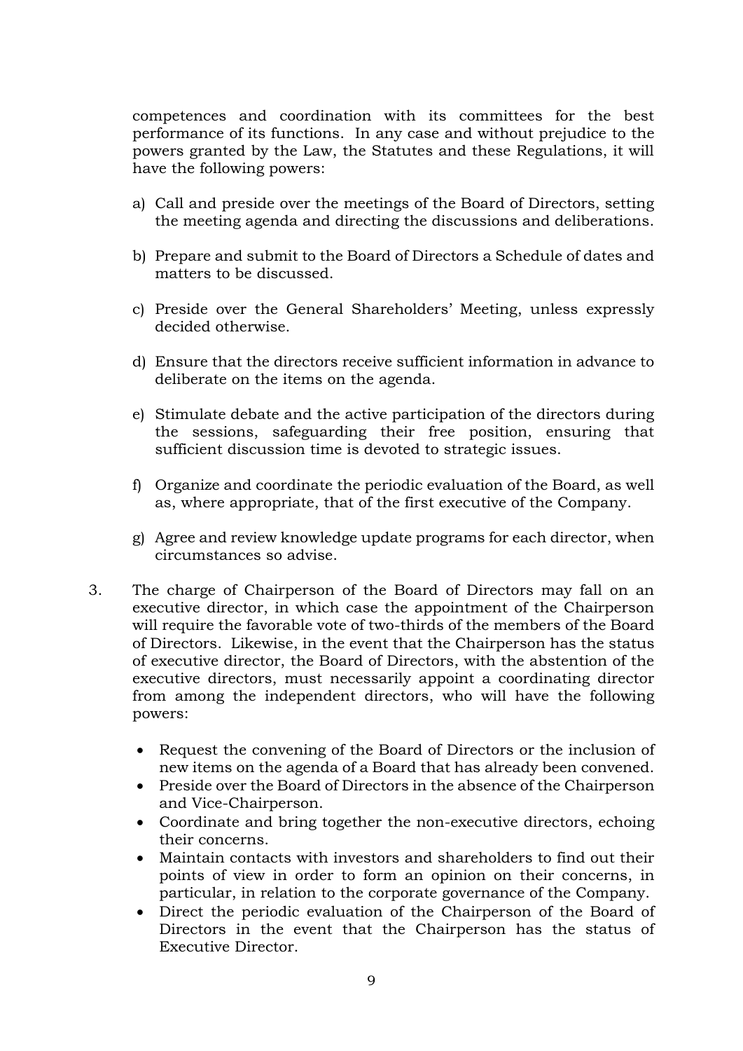competences and coordination with its committees for the best performance of its functions. In any case and without prejudice to the powers granted by the Law, the Statutes and these Regulations, it will have the following powers:

a) Call and preside over the meetings of the Board of Directors, setting the meeting agenda and directing the discussions and deliberations.

b) Prepare and submit to the Board of Directors a Schedule of dates and matters to be discussed.

c) Preside over the General Shareholders' Meeting, unless expressly decided otherwise.

d) Ensure that the directors receive sufficient information in advance to deliberate on the items on the agenda.

e) Stimulate debate and the active participation of the directors during the sessions, safeguarding their free position, ensuring that sufficient discussion time is devoted to strategic issues.

f) Organize and coordinate the periodic evaluation of the Board, as well as, where appropriate, that of the first executive of the Company.

g) Agree and review knowledge update programs for each director, when circumstances so advise.

3. The charge of Chairperson of the Board of Directors may fall on an executive director, in which case the appointment of the Chairperson will require the favorable vote of two-thirds of the members of the Board of Directors. Likewise, in the event that the Chairperson has the status of executive director, the Board of Directors, with the abstention of the executive directors, must necessarily appoint a coordinating director from among the independent directors, who will have the following powers:

   - Request the convening of the Board of Directors or the inclusion of new items on the agenda of a Board that has already been convened.
   - Preside over the Board of Directors in the absence of the Chairperson and Vice-Chairperson.
   - Coordinate and bring together the non-executive directors, echoing their concerns.
   - Maintain contacts with investors and shareholders to find out their points of view in order to form an opinion on their concerns, in particular, in relation to the corporate governance of the Company.
   - Direct the periodic evaluation of the Chairperson of the Board of Directors in the event that the Chairperson has the status of Executive Director.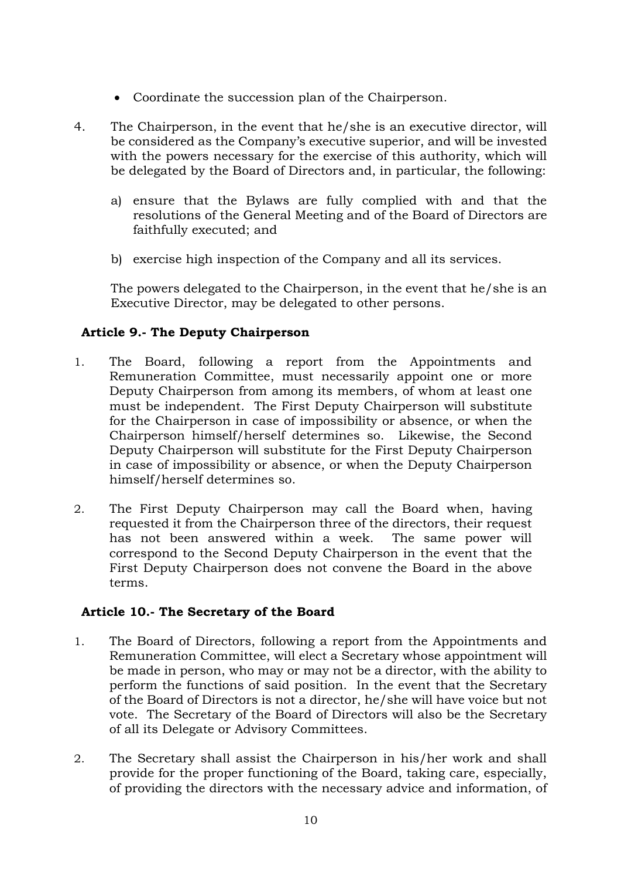- Coordinate the succession plan of the Chairperson.

4. The Chairperson, in the event that he/she is an executive director, will be considered as the Company's executive superior, and will be invested with the powers necessary for the exercise of this authority, which will be delegated by the Board of Directors and, in particular, the following:

    a) ensure that the Bylaws are fully complied with and that the resolutions of the General Meeting and of the Board of Directors are faithfully executed; and

    b) exercise high inspection of the Company and all its services.

    The powers delegated to the Chairperson, in the event that he/she is an Executive Director, may be delegated to other persons.

### Article 9.- The Deputy Chairperson

1. The Board, following a report from the Appointments and Remuneration Committee, must necessarily appoint one or more Deputy Chairperson from among its members, of whom at least one must be independent. The First Deputy Chairperson will substitute for the Chairperson in case of impossibility or absence, or when the Chairperson himself/herself determines so. Likewise, the Second Deputy Chairperson will substitute for the First Deputy Chairperson in case of impossibility or absence, or when the Deputy Chairperson himself/herself determines so.

2. The First Deputy Chairperson may call the Board when, having requested it from the Chairperson three of the directors, their request has not been answered within a week. The same power will correspond to the Second Deputy Chairperson in the event that the First Deputy Chairperson does not convene the Board in the above terms.

### Article 10.- The Secretary of the Board

1. The Board of Directors, following a report from the Appointments and Remuneration Committee, will elect a Secretary whose appointment will be made in person, who may or may not be a director, with the ability to perform the functions of said position. In the event that the Secretary of the Board of Directors is not a director, he/she will have voice but not vote. The Secretary of the Board of Directors will also be the Secretary of all its Delegate or Advisory Committees.

2. The Secretary shall assist the Chairperson in his/her work and shall provide for the proper functioning of the Board, taking care, especially, of providing the directors with the necessary advice and information, of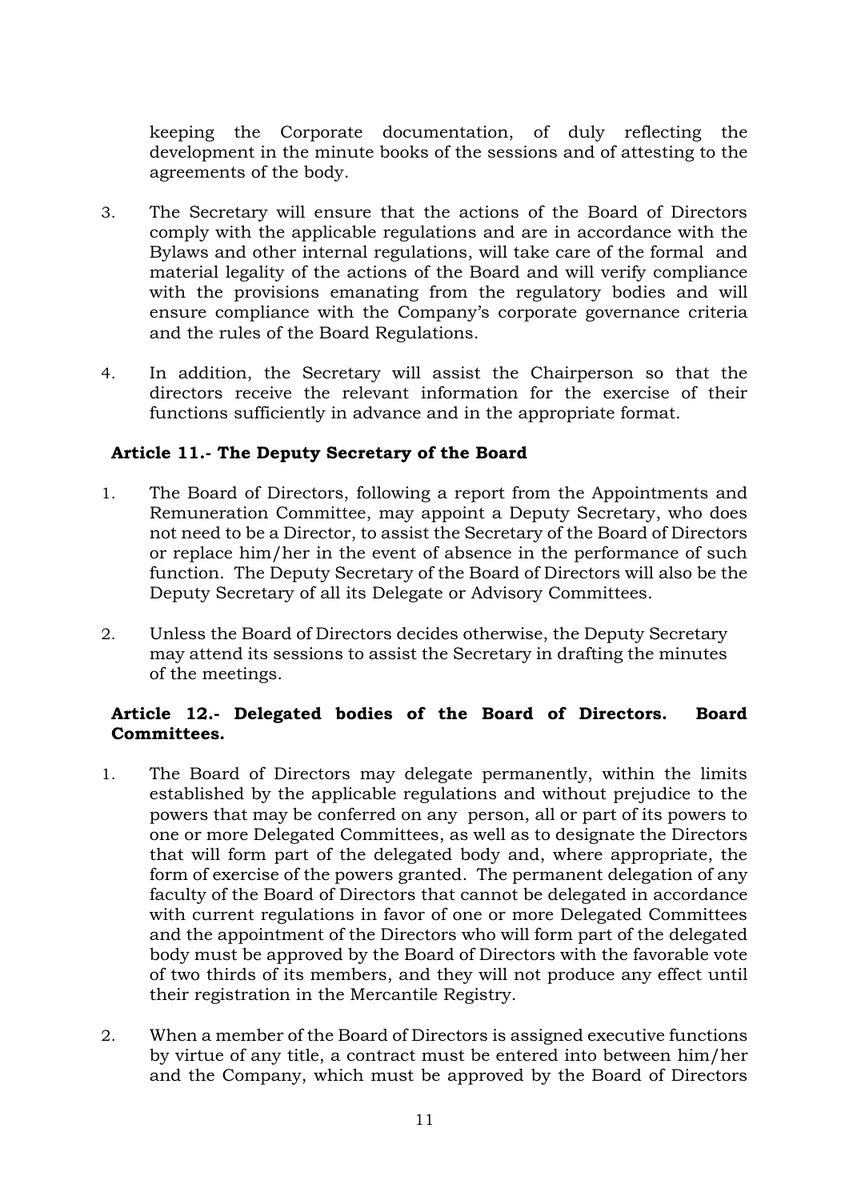keeping the Corporate documentation, of duly reflecting the development in the minute books of the sessions and of attesting to the agreements of the body.

3. The Secretary will ensure that the actions of the Board of Directors comply with the applicable regulations and are in accordance with the Bylaws and other internal regulations, will take care of the formal and material legality of the actions of the Board and will verify compliance with the provisions emanating from the regulatory bodies and will ensure compliance with the Company's corporate governance criteria and the rules of the Board Regulations.

4. In addition, the Secretary will assist the Chairperson so that the directors receive the relevant information for the exercise of their functions sufficiently in advance and in the appropriate format.

**Article 11.- The Deputy Secretary of the Board**

1. The Board of Directors, following a report from the Appointments and Remuneration Committee, may appoint a Deputy Secretary, who does not need to be a Director, to assist the Secretary of the Board of Directors or replace him/her in the event of absence in the performance of such function. The Deputy Secretary of the Board of Directors will also be the Deputy Secretary of all its Delegate or Advisory Committees.

2. Unless the Board of Directors decides otherwise, the Deputy Secretary may attend its sessions to assist the Secretary in drafting the minutes of the meetings.

**Article 12.- Delegated bodies of the Board of Directors. Board Committees.**

1. The Board of Directors may delegate permanently, within the limits established by the applicable regulations and without prejudice to the powers that may be conferred on any person, all or part of its powers to one or more Delegated Committees, as well as to designate the Directors that will form part of the delegated body and, where appropriate, the form of exercise of the powers granted. The permanent delegation of any faculty of the Board of Directors that cannot be delegated in accordance with current regulations in favor of one or more Delegated Committees and the appointment of the Directors who will form part of the delegated body must be approved by the Board of Directors with the favorable vote of two thirds of its members, and they will not produce any effect until their registration in the Mercantile Registry.

2. When a member of the Board of Directors is assigned executive functions by virtue of any title, a contract must be entered into between him/her and the Company, which must be approved by the Board of Directors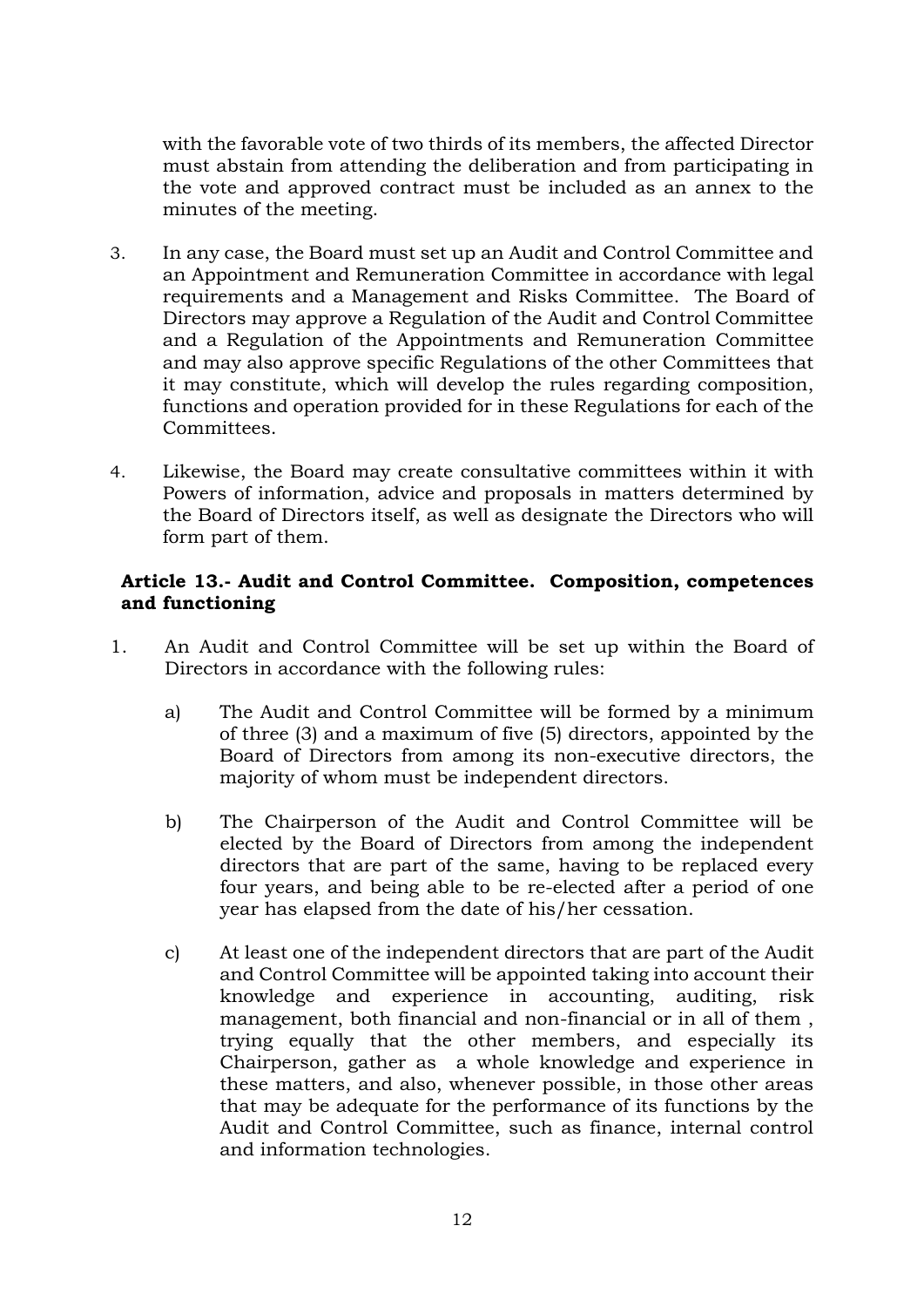with the favorable vote of two thirds of its members, the affected Director must abstain from attending the deliberation and from participating in the vote and approved contract must be included as an annex to the minutes of the meeting.

3. In any case, the Board must set up an Audit and Control Committee and an Appointment and Remuneration Committee in accordance with legal requirements and a Management and Risks Committee. The Board of Directors may approve a Regulation of the Audit and Control Committee and a Regulation of the Appointments and Remuneration Committee and may also approve specific Regulations of the other Committees that it may constitute, which will develop the rules regarding composition, functions and operation provided for in these Regulations for each of the Committees.

4. Likewise, the Board may create consultative committees within it with Powers of information, advice and proposals in matters determined by the Board of Directors itself, as well as designate the Directors who will form part of them.

**Article 13.- Audit and Control Committee. Composition, competences and functioning**

1. An Audit and Control Committee will be set up within the Board of Directors in accordance with the following rules:

   a) The Audit and Control Committee will be formed by a minimum of three (3) and a maximum of five (5) directors, appointed by the Board of Directors from among its non-executive directors, the majority of whom must be independent directors.

   b) The Chairperson of the Audit and Control Committee will be elected by the Board of Directors from among the independent directors that are part of the same, having to be replaced every four years, and being able to be re-elected after a period of one year has elapsed from the date of his/her cessation.

   c) At least one of the independent directors that are part of the Audit and Control Committee will be appointed taking into account their knowledge and experience in accounting, auditing, risk management, both financial and non-financial or in all of them , trying equally that the other members, and especially its Chairperson, gather as a whole knowledge and experience in these matters, and also, whenever possible, in those other areas that may be adequate for the performance of its functions by the Audit and Control Committee, such as finance, internal control and information technologies.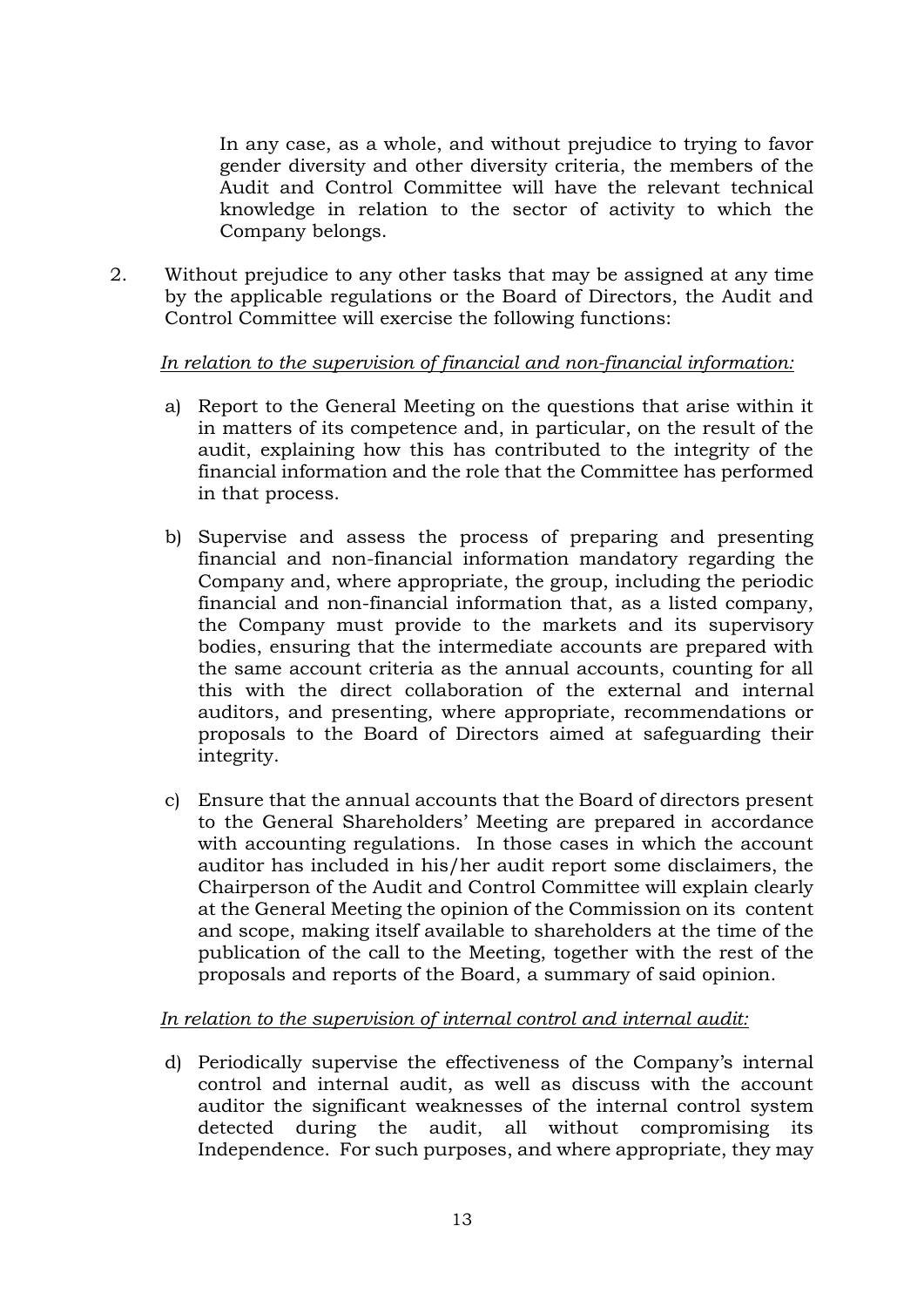In any case, as a whole, and without prejudice to trying to favor gender diversity and other diversity criteria, the members of the Audit and Control Committee will have the relevant technical knowledge in relation to the sector of activity to which the Company belongs.

2. Without prejudice to any other tasks that may be assigned at any time by the applicable regulations or the Board of Directors, the Audit and Control Committee will exercise the following functions:

*In relation to the supervision of financial and non-financial information:*

a) Report to the General Meeting on the questions that arise within it in matters of its competence and, in particular, on the result of the audit, explaining how this has contributed to the integrity of the financial information and the role that the Committee has performed in that process.

b) Supervise and assess the process of preparing and presenting financial and non-financial information mandatory regarding the Company and, where appropriate, the group, including the periodic financial and non-financial information that, as a listed company, the Company must provide to the markets and its supervisory bodies, ensuring that the intermediate accounts are prepared with the same account criteria as the annual accounts, counting for all this with the direct collaboration of the external and internal auditors, and presenting, where appropriate, recommendations or proposals to the Board of Directors aimed at safeguarding their integrity.

c) Ensure that the annual accounts that the Board of directors present to the General Shareholders' Meeting are prepared in accordance with accounting regulations. In those cases in which the account auditor has included in his/her audit report some disclaimers, the Chairperson of the Audit and Control Committee will explain clearly at the General Meeting the opinion of the Commission on its content and scope, making itself available to shareholders at the time of the publication of the call to the Meeting, together with the rest of the proposals and reports of the Board, a summary of said opinion.

*In relation to the supervision of internal control and internal audit:*

d) Periodically supervise the effectiveness of the Company's internal control and internal audit, as well as discuss with the account auditor the significant weaknesses of the internal control system detected during the audit, all without compromising its Independence. For such purposes, and where appropriate, they may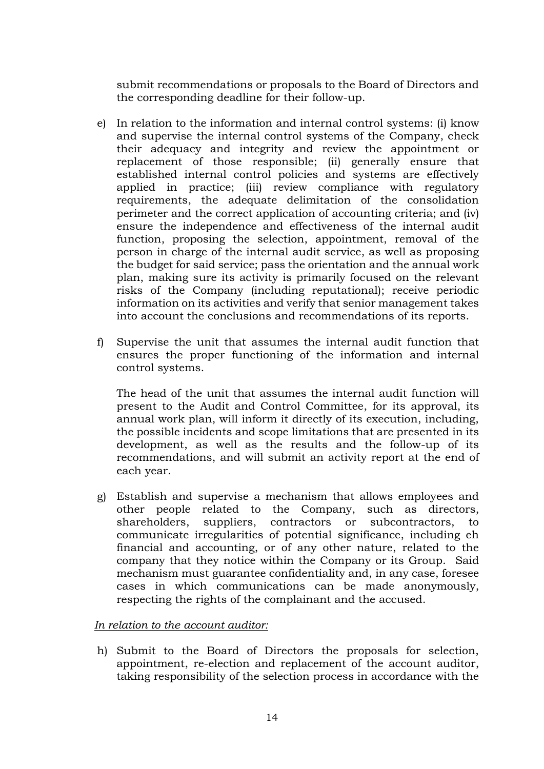submit recommendations or proposals to the Board of Directors and the corresponding deadline for their follow-up.

e) In relation to the information and internal control systems: (i) know and supervise the internal control systems of the Company, check their adequacy and integrity and review the appointment or replacement of those responsible; (ii) generally ensure that established internal control policies and systems are effectively applied in practice; (iii) review compliance with regulatory requirements, the adequate delimitation of the consolidation perimeter and the correct application of accounting criteria; and (iv) ensure the independence and effectiveness of the internal audit function, proposing the selection, appointment, removal of the person in charge of the internal audit service, as well as proposing the budget for said service; pass the orientation and the annual work plan, making sure its activity is primarily focused on the relevant risks of the Company (including reputational); receive periodic information on its activities and verify that senior management takes into account the conclusions and recommendations of its reports.

f) Supervise the unit that assumes the internal audit function that ensures the proper functioning of the information and internal control systems.

   The head of the unit that assumes the internal audit function will present to the Audit and Control Committee, for its approval, its annual work plan, will inform it directly of its execution, including, the possible incidents and scope limitations that are presented in its development, as well as the results and the follow-up of its recommendations, and will submit an activity report at the end of each year.

g) Establish and supervise a mechanism that allows employees and other people related to the Company, such as directors, shareholders, suppliers, contractors or subcontractors, to communicate irregularities of potential significance, including eh financial and accounting, or of any other nature, related to the company that they notice within the Company or its Group. Said mechanism must guarantee confidentiality and, in any case, foresee cases in which communications can be made anonymously, respecting the rights of the complainant and the accused.

*In relation to the account auditor:*

h) Submit to the Board of Directors the proposals for selection, appointment, re-election and replacement of the account auditor, taking responsibility of the selection process in accordance with the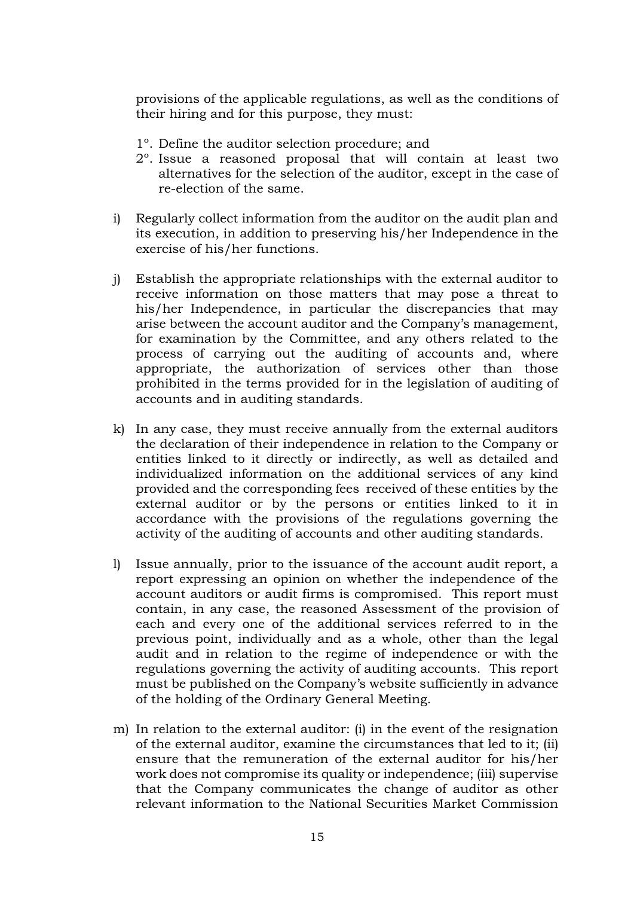provisions of the applicable regulations, as well as the conditions of their hiring and for this purpose, they must:

1º. Define the auditor selection procedure; and
2º. Issue a reasoned proposal that will contain at least two alternatives for the selection of the auditor, except in the case of re-election of the same.

i) Regularly collect information from the auditor on the audit plan and its execution, in addition to preserving his/her Independence in the exercise of his/her functions.

j) Establish the appropriate relationships with the external auditor to receive information on those matters that may pose a threat to his/her Independence, in particular the discrepancies that may arise between the account auditor and the Company's management, for examination by the Committee, and any others related to the process of carrying out the auditing of accounts and, where appropriate, the authorization of services other than those prohibited in the terms provided for in the legislation of auditing of accounts and in auditing standards.

k) In any case, they must receive annually from the external auditors the declaration of their independence in relation to the Company or entities linked to it directly or indirectly, as well as detailed and individualized information on the additional services of any kind provided and the corresponding fees received of these entities by the external auditor or by the persons or entities linked to it in accordance with the provisions of the regulations governing the activity of the auditing of accounts and other auditing standards.

l) Issue annually, prior to the issuance of the account audit report, a report expressing an opinion on whether the independence of the account auditors or audit firms is compromised. This report must contain, in any case, the reasoned Assessment of the provision of each and every one of the additional services referred to in the previous point, individually and as a whole, other than the legal audit and in relation to the regime of independence or with the regulations governing the activity of auditing accounts. This report must be published on the Company's website sufficiently in advance of the holding of the Ordinary General Meeting.

m) In relation to the external auditor: (i) in the event of the resignation of the external auditor, examine the circumstances that led to it; (ii) ensure that the remuneration of the external auditor for his/her work does not compromise its quality or independence; (iii) supervise that the Company communicates the change of auditor as other relevant information to the National Securities Market Commission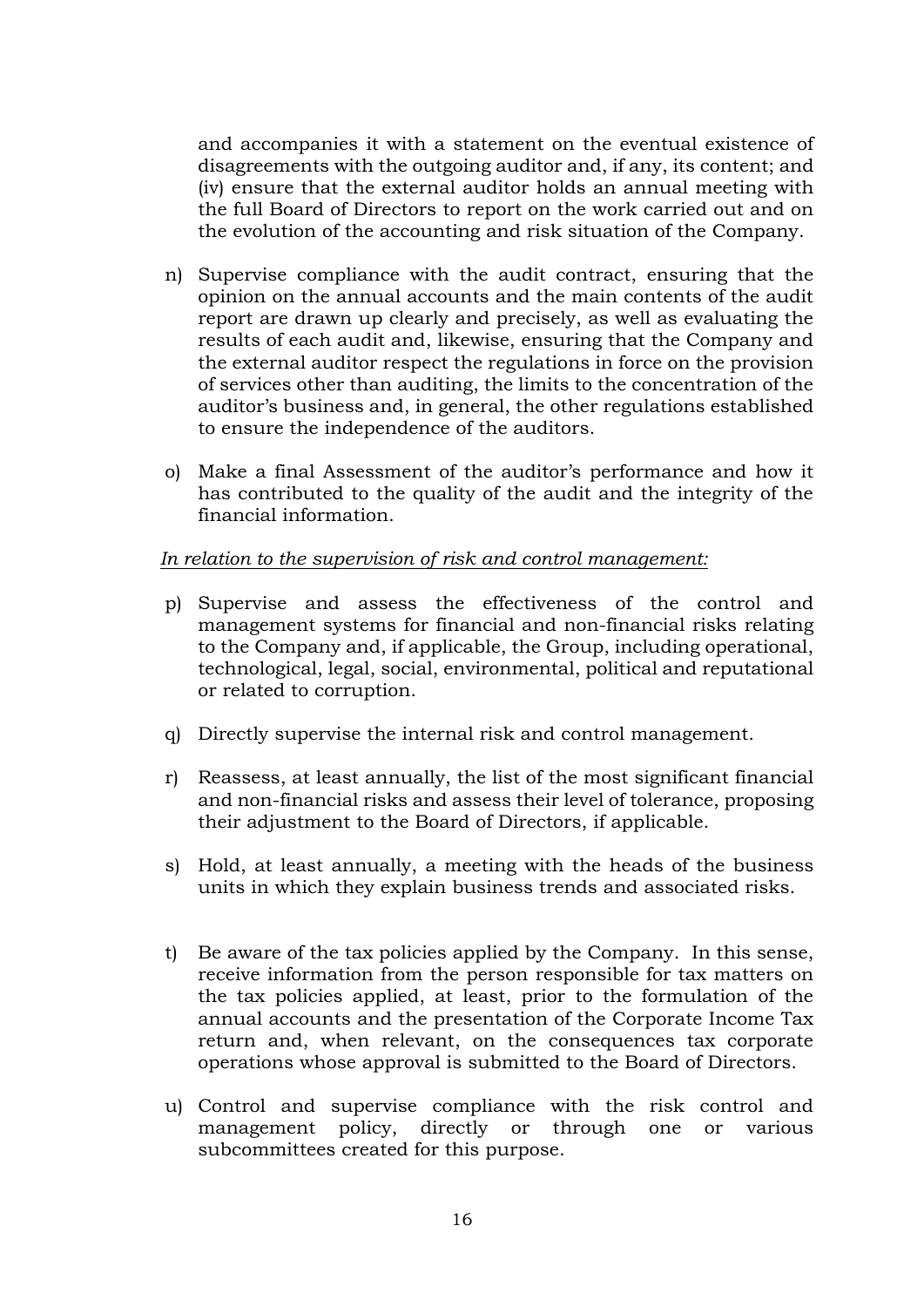and accompanies it with a statement on the eventual existence of disagreements with the outgoing auditor and, if any, its content; and (iv) ensure that the external auditor holds an annual meeting with the full Board of Directors to report on the work carried out and on the evolution of the accounting and risk situation of the Company.

n) Supervise compliance with the audit contract, ensuring that the opinion on the annual accounts and the main contents of the audit report are drawn up clearly and precisely, as well as evaluating the results of each audit and, likewise, ensuring that the Company and the external auditor respect the regulations in force on the provision of services other than auditing, the limits to the concentration of the auditor's business and, in general, the other regulations established to ensure the independence of the auditors.

o) Make a final Assessment of the auditor's performance and how it has contributed to the quality of the audit and the integrity of the financial information.

*In relation to the supervision of risk and control management:*

p) Supervise and assess the effectiveness of the control and management systems for financial and non-financial risks relating to the Company and, if applicable, the Group, including operational, technological, legal, social, environmental, political and reputational or related to corruption.

q) Directly supervise the internal risk and control management.

r) Reassess, at least annually, the list of the most significant financial and non-financial risks and assess their level of tolerance, proposing their adjustment to the Board of Directors, if applicable.

s) Hold, at least annually, a meeting with the heads of the business units in which they explain business trends and associated risks.

t) Be aware of the tax policies applied by the Company. In this sense, receive information from the person responsible for tax matters on the tax policies applied, at least, prior to the formulation of the annual accounts and the presentation of the Corporate Income Tax return and, when relevant, on the consequences tax corporate operations whose approval is submitted to the Board of Directors.

u) Control and supervise compliance with the risk control and management policy, directly or through one or various subcommittees created for this purpose.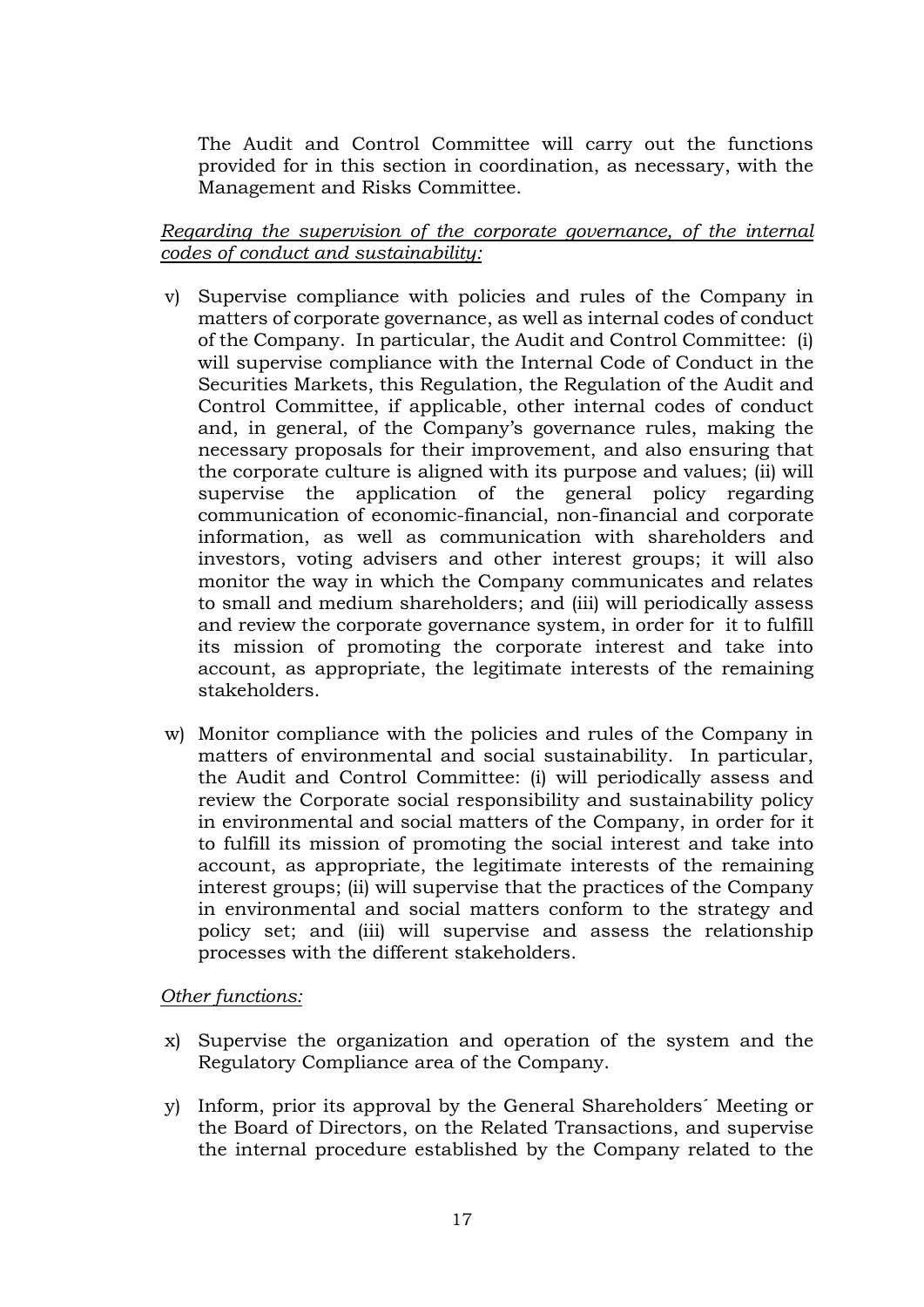The Audit and Control Committee will carry out the functions provided for in this section in coordination, as necessary, with the Management and Risks Committee.

*Regarding the supervision of the corporate governance, of the internal codes of conduct and sustainability:*

v) Supervise compliance with policies and rules of the Company in matters of corporate governance, as well as internal codes of conduct of the Company. In particular, the Audit and Control Committee: (i) will supervise compliance with the Internal Code of Conduct in the Securities Markets, this Regulation, the Regulation of the Audit and Control Committee, if applicable, other internal codes of conduct and, in general, of the Company's governance rules, making the necessary proposals for their improvement, and also ensuring that the corporate culture is aligned with its purpose and values; (ii) will supervise the application of the general policy regarding communication of economic-financial, non-financial and corporate information, as well as communication with shareholders and investors, voting advisers and other interest groups; it will also monitor the way in which the Company communicates and relates to small and medium shareholders; and (iii) will periodically assess and review the corporate governance system, in order for it to fulfill its mission of promoting the corporate interest and take into account, as appropriate, the legitimate interests of the remaining stakeholders.

w) Monitor compliance with the policies and rules of the Company in matters of environmental and social sustainability. In particular, the Audit and Control Committee: (i) will periodically assess and review the Corporate social responsibility and sustainability policy in environmental and social matters of the Company, in order for it to fulfill its mission of promoting the social interest and take into account, as appropriate, the legitimate interests of the remaining interest groups; (ii) will supervise that the practices of the Company in environmental and social matters conform to the strategy and policy set; and (iii) will supervise and assess the relationship processes with the different stakeholders.

*Other functions:*

x) Supervise the organization and operation of the system and the Regulatory Compliance area of the Company.

y) Inform, prior its approval by the General Shareholders´ Meeting or the Board of Directors, on the Related Transactions, and supervise the internal procedure established by the Company related to the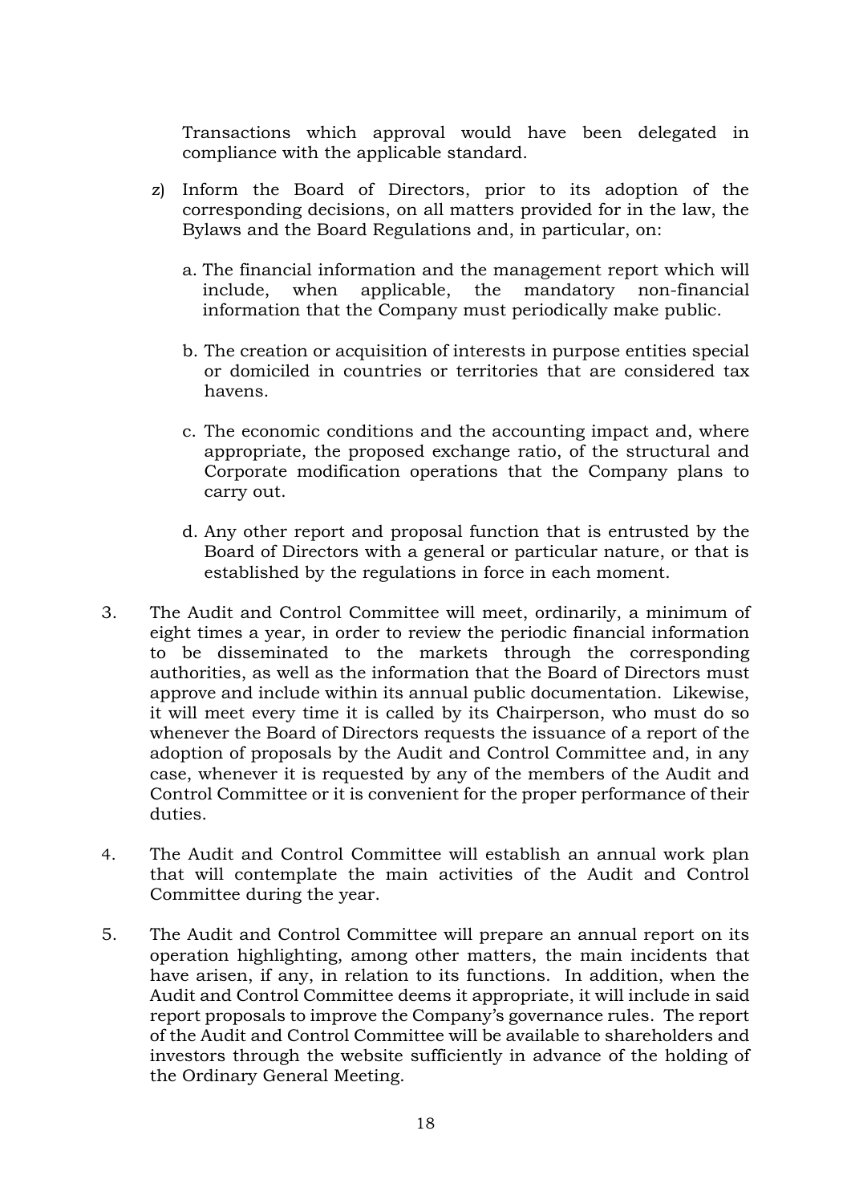Transactions which approval would have been delegated in compliance with the applicable standard.

z) Inform the Board of Directors, prior to its adoption of the corresponding decisions, on all matters provided for in the law, the Bylaws and the Board Regulations and, in particular, on:

   a. The financial information and the management report which will include, when applicable, the mandatory non-financial information that the Company must periodically make public.

   b. The creation or acquisition of interests in purpose entities special or domiciled in countries or territories that are considered tax havens.

   c. The economic conditions and the accounting impact and, where appropriate, the proposed exchange ratio, of the structural and Corporate modification operations that the Company plans to carry out.

   d. Any other report and proposal function that is entrusted by the Board of Directors with a general or particular nature, or that is established by the regulations in force in each moment.

3. The Audit and Control Committee will meet, ordinarily, a minimum of eight times a year, in order to review the periodic financial information to be disseminated to the markets through the corresponding authorities, as well as the information that the Board of Directors must approve and include within its annual public documentation. Likewise, it will meet every time it is called by its Chairperson, who must do so whenever the Board of Directors requests the issuance of a report of the adoption of proposals by the Audit and Control Committee and, in any case, whenever it is requested by any of the members of the Audit and Control Committee or it is convenient for the proper performance of their duties.

4. The Audit and Control Committee will establish an annual work plan that will contemplate the main activities of the Audit and Control Committee during the year.

5. The Audit and Control Committee will prepare an annual report on its operation highlighting, among other matters, the main incidents that have arisen, if any, in relation to its functions. In addition, when the Audit and Control Committee deems it appropriate, it will include in said report proposals to improve the Company's governance rules. The report of the Audit and Control Committee will be available to shareholders and investors through the website sufficiently in advance of the holding of the Ordinary General Meeting.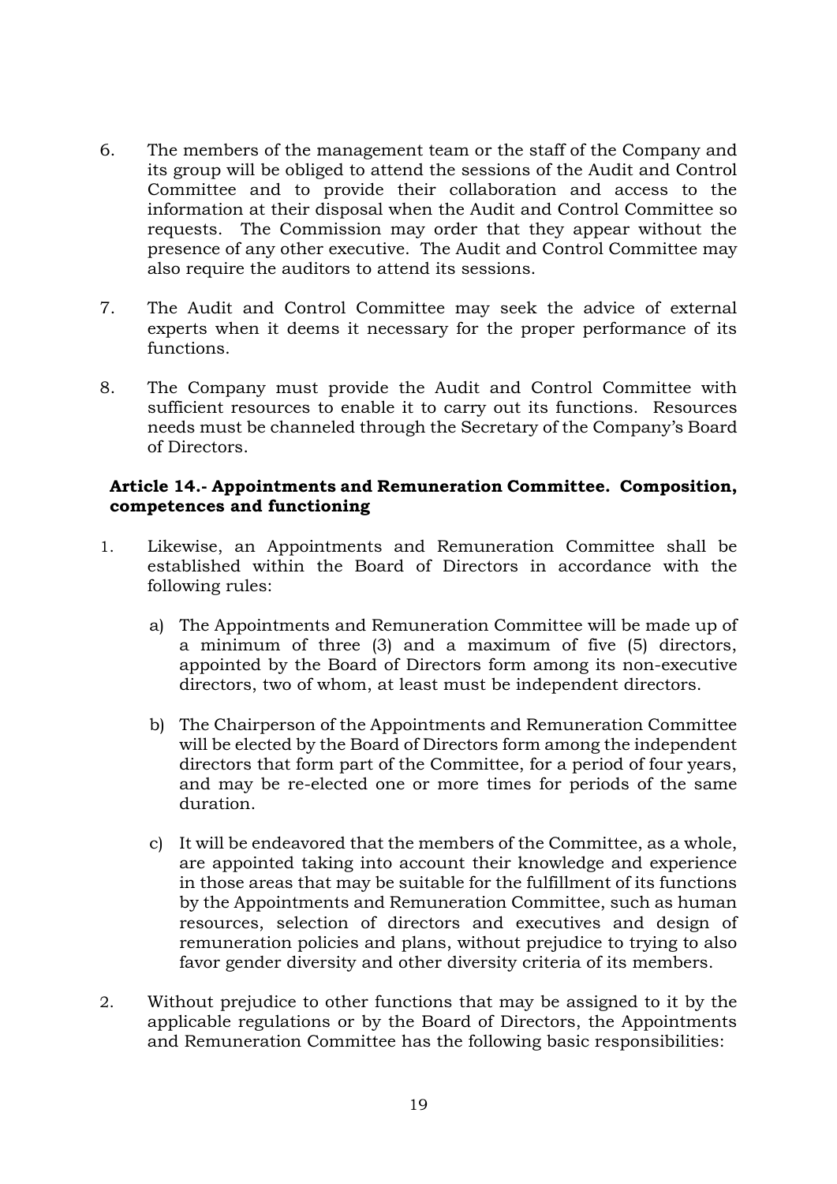6. The members of the management team or the staff of the Company and its group will be obliged to attend the sessions of the Audit and Control Committee and to provide their collaboration and access to the information at their disposal when the Audit and Control Committee so requests. The Commission may order that they appear without the presence of any other executive. The Audit and Control Committee may also require the auditors to attend its sessions.

7. The Audit and Control Committee may seek the advice of external experts when it deems it necessary for the proper performance of its functions.

8. The Company must provide the Audit and Control Committee with sufficient resources to enable it to carry out its functions. Resources needs must be channeled through the Secretary of the Company's Board of Directors.

**Article 14.- Appointments and Remuneration Committee. Composition, competences and functioning**

1. Likewise, an Appointments and Remuneration Committee shall be established within the Board of Directors in accordance with the following rules:

   a) The Appointments and Remuneration Committee will be made up of a minimum of three (3) and a maximum of five (5) directors, appointed by the Board of Directors form among its non-executive directors, two of whom, at least must be independent directors.

   b) The Chairperson of the Appointments and Remuneration Committee will be elected by the Board of Directors form among the independent directors that form part of the Committee, for a period of four years, and may be re-elected one or more times for periods of the same duration.

   c) It will be endeavored that the members of the Committee, as a whole, are appointed taking into account their knowledge and experience in those areas that may be suitable for the fulfillment of its functions by the Appointments and Remuneration Committee, such as human resources, selection of directors and executives and design of remuneration policies and plans, without prejudice to trying to also favor gender diversity and other diversity criteria of its members.

2. Without prejudice to other functions that may be assigned to it by the applicable regulations or by the Board of Directors, the Appointments and Remuneration Committee has the following basic responsibilities: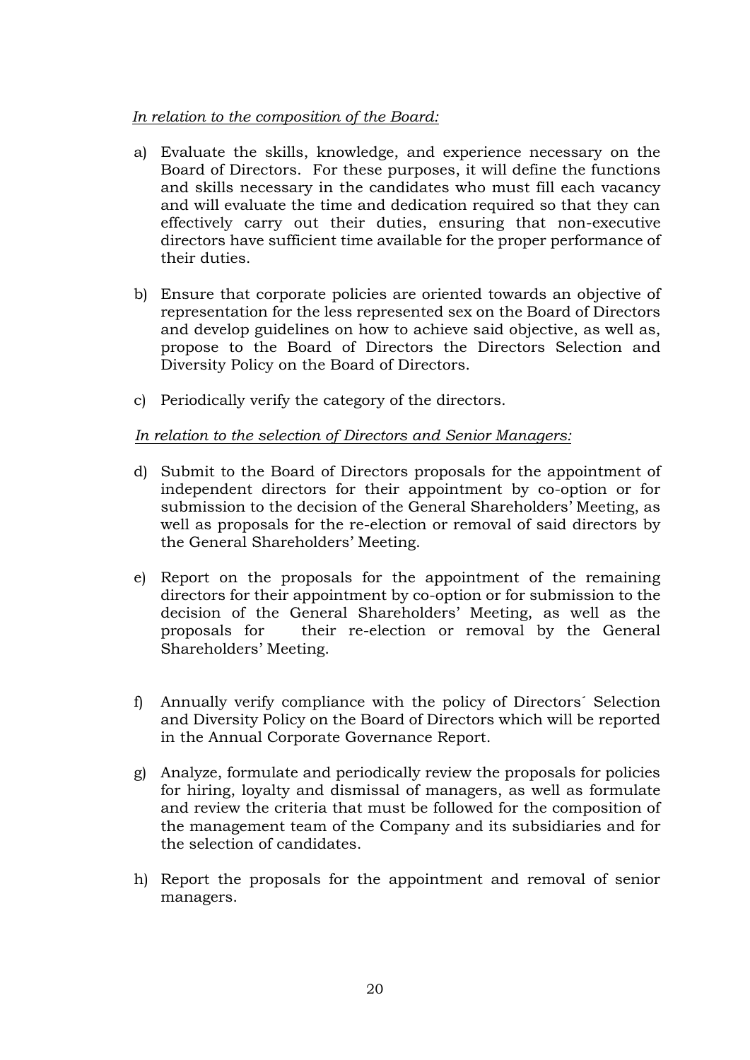*In relation to the composition of the Board:*

a) Evaluate the skills, knowledge, and experience necessary on the Board of Directors. For these purposes, it will define the functions and skills necessary in the candidates who must fill each vacancy and will evaluate the time and dedication required so that they can effectively carry out their duties, ensuring that non-executive directors have sufficient time available for the proper performance of their duties.

b) Ensure that corporate policies are oriented towards an objective of representation for the less represented sex on the Board of Directors and develop guidelines on how to achieve said objective, as well as, propose to the Board of Directors the Directors Selection and Diversity Policy on the Board of Directors.

c) Periodically verify the category of the directors.

*In relation to the selection of Directors and Senior Managers:*

d) Submit to the Board of Directors proposals for the appointment of independent directors for their appointment by co-option or for submission to the decision of the General Shareholders' Meeting, as well as proposals for the re-election or removal of said directors by the General Shareholders' Meeting.

e) Report on the proposals for the appointment of the remaining directors for their appointment by co-option or for submission to the decision of the General Shareholders' Meeting, as well as the proposals for their re-election or removal by the General Shareholders' Meeting.

f) Annually verify compliance with the policy of Directors´ Selection and Diversity Policy on the Board of Directors which will be reported in the Annual Corporate Governance Report.

g) Analyze, formulate and periodically review the proposals for policies for hiring, loyalty and dismissal of managers, as well as formulate and review the criteria that must be followed for the composition of the management team of the Company and its subsidiaries and for the selection of candidates.

h) Report the proposals for the appointment and removal of senior managers.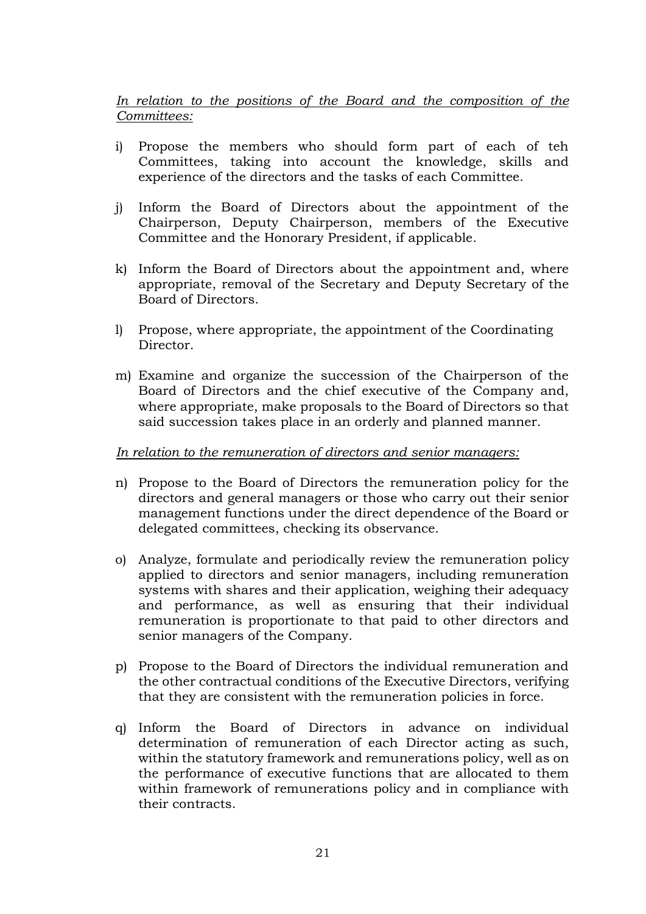*In relation to the positions of the Board and the composition of the Committees:*

i) Propose the members who should form part of each of teh Committees, taking into account the knowledge, skills and experience of the directors and the tasks of each Committee.

j) Inform the Board of Directors about the appointment of the Chairperson, Deputy Chairperson, members of the Executive Committee and the Honorary President, if applicable.

k) Inform the Board of Directors about the appointment and, where appropriate, removal of the Secretary and Deputy Secretary of the Board of Directors.

l) Propose, where appropriate, the appointment of the Coordinating Director.

m) Examine and organize the succession of the Chairperson of the Board of Directors and the chief executive of the Company and, where appropriate, make proposals to the Board of Directors so that said succession takes place in an orderly and planned manner.

*In relation to the remuneration of directors and senior managers:*

n) Propose to the Board of Directors the remuneration policy for the directors and general managers or those who carry out their senior management functions under the direct dependence of the Board or delegated committees, checking its observance.

o) Analyze, formulate and periodically review the remuneration policy applied to directors and senior managers, including remuneration systems with shares and their application, weighing their adequacy and performance, as well as ensuring that their individual remuneration is proportionate to that paid to other directors and senior managers of the Company.

p) Propose to the Board of Directors the individual remuneration and the other contractual conditions of the Executive Directors, verifying that they are consistent with the remuneration policies in force.

q) Inform the Board of Directors in advance on individual determination of remuneration of each Director acting as such, within the statutory framework and remunerations policy, well as on the performance of executive functions that are allocated to them within framework of remunerations policy and in compliance with their contracts.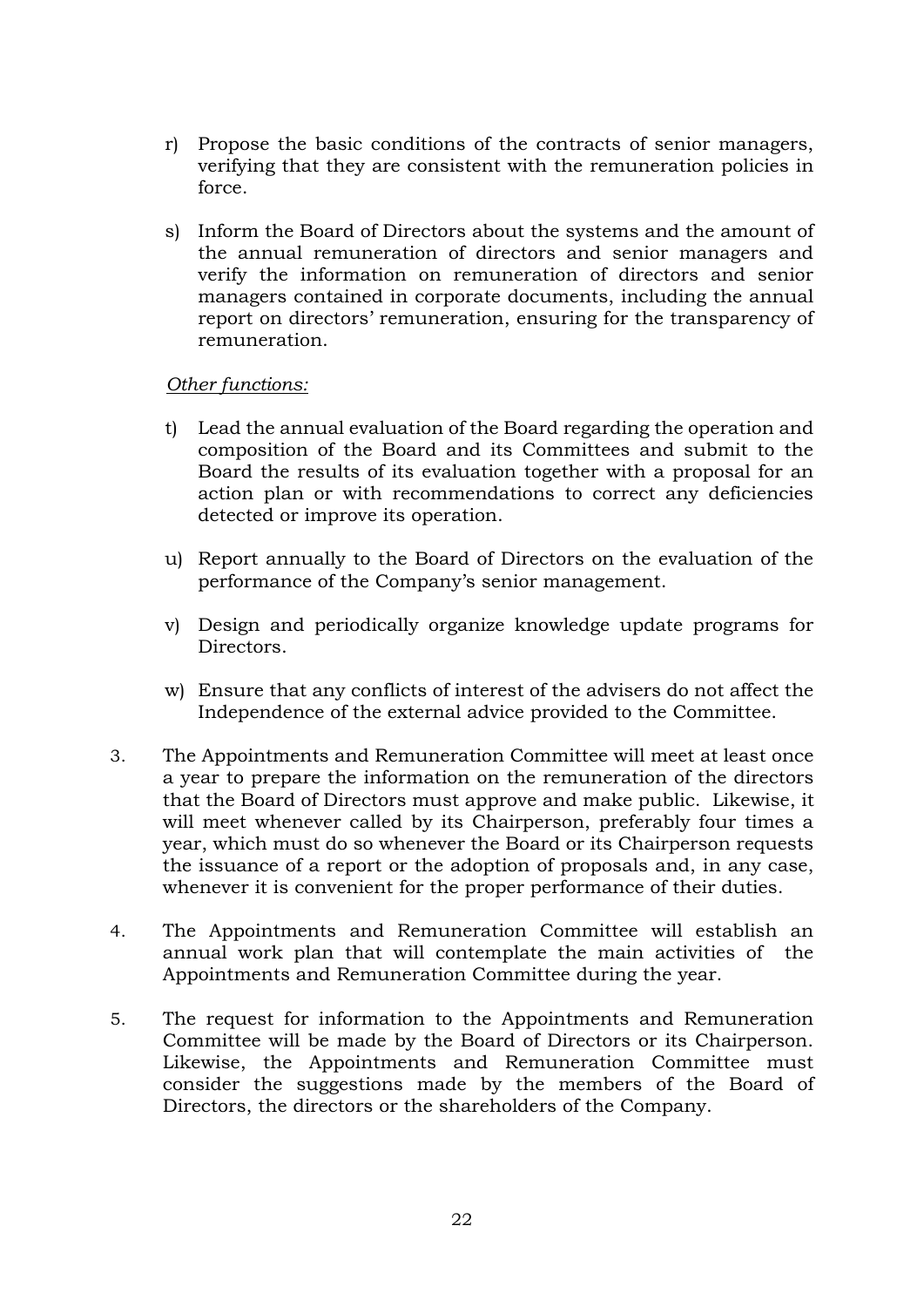r) Propose the basic conditions of the contracts of senior managers, verifying that they are consistent with the remuneration policies in force.

s) Inform the Board of Directors about the systems and the amount of the annual remuneration of directors and senior managers and verify the information on remuneration of directors and senior managers contained in corporate documents, including the annual report on directors' remuneration, ensuring for the transparency of remuneration.

*Other functions:*

t) Lead the annual evaluation of the Board regarding the operation and composition of the Board and its Committees and submit to the Board the results of its evaluation together with a proposal for an action plan or with recommendations to correct any deficiencies detected or improve its operation.

u) Report annually to the Board of Directors on the evaluation of the performance of the Company's senior management.

v) Design and periodically organize knowledge update programs for Directors.

w) Ensure that any conflicts of interest of the advisers do not affect the Independence of the external advice provided to the Committee.

3. The Appointments and Remuneration Committee will meet at least once a year to prepare the information on the remuneration of the directors that the Board of Directors must approve and make public. Likewise, it will meet whenever called by its Chairperson, preferably four times a year, which must do so whenever the Board or its Chairperson requests the issuance of a report or the adoption of proposals and, in any case, whenever it is convenient for the proper performance of their duties.

4. The Appointments and Remuneration Committee will establish an annual work plan that will contemplate the main activities of the Appointments and Remuneration Committee during the year.

5. The request for information to the Appointments and Remuneration Committee will be made by the Board of Directors or its Chairperson. Likewise, the Appointments and Remuneration Committee must consider the suggestions made by the members of the Board of Directors, the directors or the shareholders of the Company.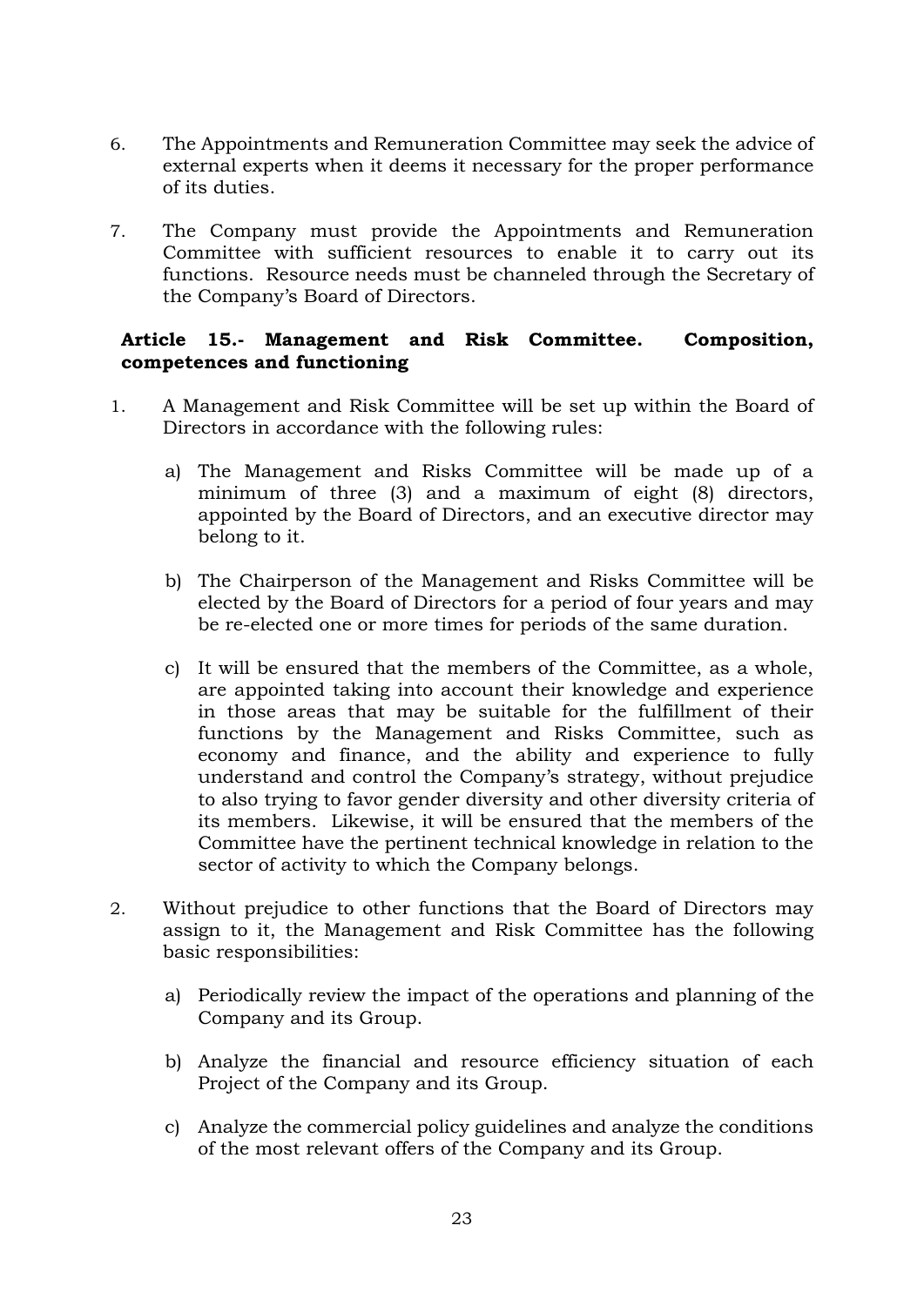6. The Appointments and Remuneration Committee may seek the advice of external experts when it deems it necessary for the proper performance of its duties.

7. The Company must provide the Appointments and Remuneration Committee with sufficient resources to enable it to carry out its functions. Resource needs must be channeled through the Secretary of the Company's Board of Directors.

### Article 15.- Management and Risk Committee. Composition, competences and functioning

1. A Management and Risk Committee will be set up within the Board of Directors in accordance with the following rules:

   a) The Management and Risks Committee will be made up of a minimum of three (3) and a maximum of eight (8) directors, appointed by the Board of Directors, and an executive director may belong to it.

   b) The Chairperson of the Management and Risks Committee will be elected by the Board of Directors for a period of four years and may be re-elected one or more times for periods of the same duration.

   c) It will be ensured that the members of the Committee, as a whole, are appointed taking into account their knowledge and experience in those areas that may be suitable for the fulfillment of their functions by the Management and Risks Committee, such as economy and finance, and the ability and experience to fully understand and control the Company's strategy, without prejudice to also trying to favor gender diversity and other diversity criteria of its members. Likewise, it will be ensured that the members of the Committee have the pertinent technical knowledge in relation to the sector of activity to which the Company belongs.

2. Without prejudice to other functions that the Board of Directors may assign to it, the Management and Risk Committee has the following basic responsibilities:

   a) Periodically review the impact of the operations and planning of the Company and its Group.

   b) Analyze the financial and resource efficiency situation of each Project of the Company and its Group.

   c) Analyze the commercial policy guidelines and analyze the conditions of the most relevant offers of the Company and its Group.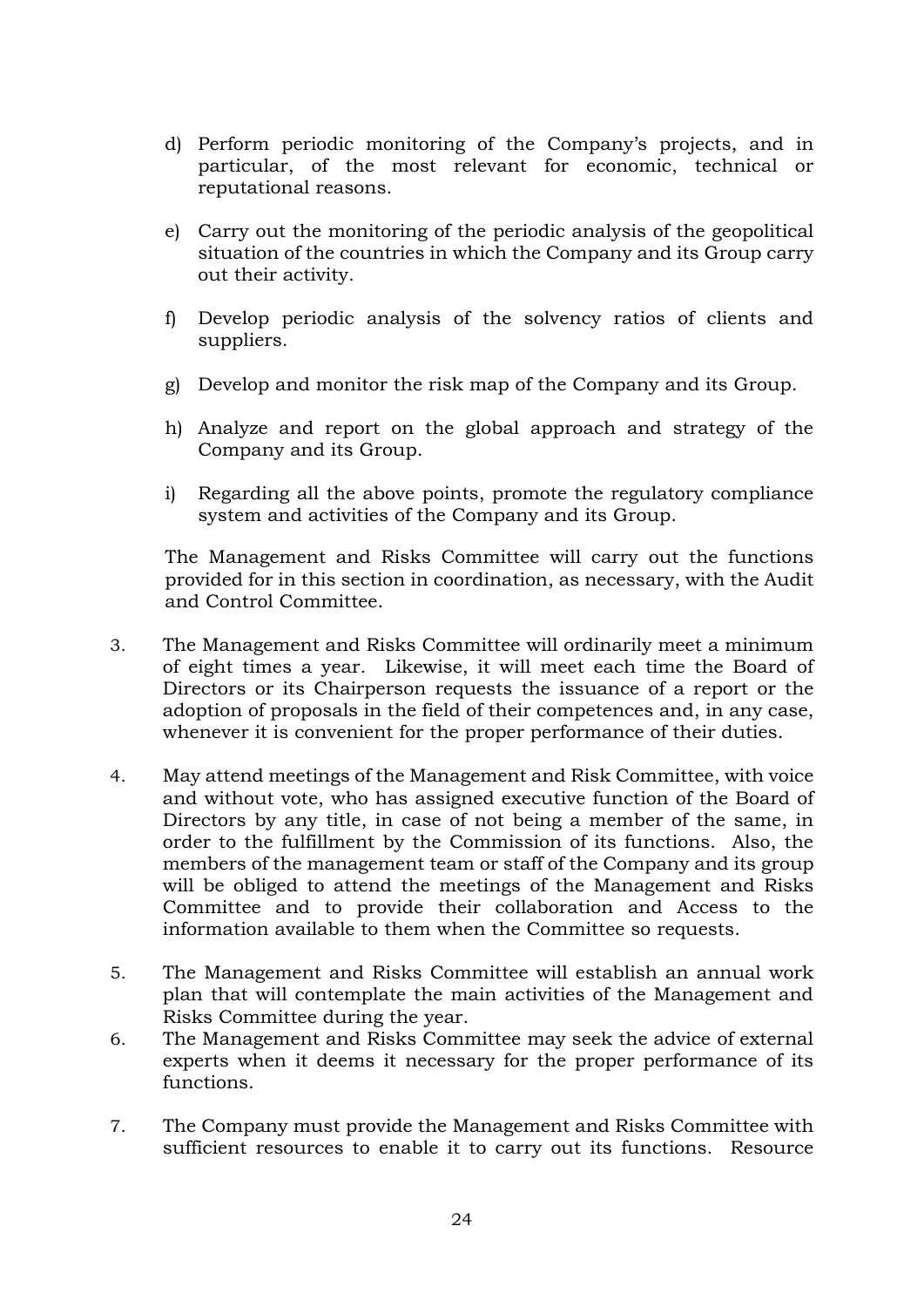d) Perform periodic monitoring of the Company's projects, and in particular, of the most relevant for economic, technical or reputational reasons.

e) Carry out the monitoring of the periodic analysis of the geopolitical situation of the countries in which the Company and its Group carry out their activity.

f) Develop periodic analysis of the solvency ratios of clients and suppliers.

g) Develop and monitor the risk map of the Company and its Group.

h) Analyze and report on the global approach and strategy of the Company and its Group.

i) Regarding all the above points, promote the regulatory compliance system and activities of the Company and its Group.

The Management and Risks Committee will carry out the functions provided for in this section in coordination, as necessary, with the Audit and Control Committee.

3. The Management and Risks Committee will ordinarily meet a minimum of eight times a year. Likewise, it will meet each time the Board of Directors or its Chairperson requests the issuance of a report or the adoption of proposals in the field of their competences and, in any case, whenever it is convenient for the proper performance of their duties.

4. May attend meetings of the Management and Risk Committee, with voice and without vote, who has assigned executive function of the Board of Directors by any title, in case of not being a member of the same, in order to the fulfillment by the Commission of its functions. Also, the members of the management team or staff of the Company and its group will be obliged to attend the meetings of the Management and Risks Committee and to provide their collaboration and Access to the information available to them when the Committee so requests.

5. The Management and Risks Committee will establish an annual work plan that will contemplate the main activities of the Management and Risks Committee during the year.

6. The Management and Risks Committee may seek the advice of external experts when it deems it necessary for the proper performance of its functions.

7. The Company must provide the Management and Risks Committee with sufficient resources to enable it to carry out its functions. Resource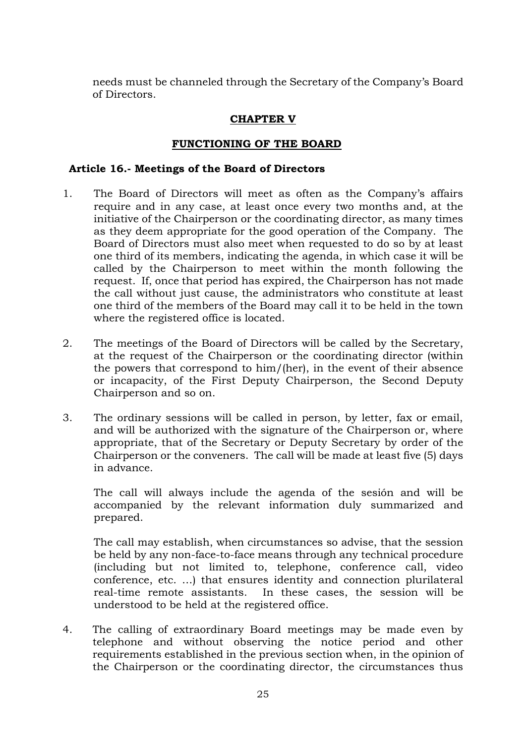needs must be channeled through the Secretary of the Company's Board of Directors.

## CHAPTER V

## FUNCTIONING OF THE BOARD

### Article 16.- Meetings of the Board of Directors

1. The Board of Directors will meet as often as the Company's affairs require and in any case, at least once every two months and, at the initiative of the Chairperson or the coordinating director, as many times as they deem appropriate for the good operation of the Company. The Board of Directors must also meet when requested to do so by at least one third of its members, indicating the agenda, in which case it will be called by the Chairperson to meet within the month following the request. If, once that period has expired, the Chairperson has not made the call without just cause, the administrators who constitute at least one third of the members of the Board may call it to be held in the town where the registered office is located.

2. The meetings of the Board of Directors will be called by the Secretary, at the request of the Chairperson or the coordinating director (within the powers that correspond to him/(her), in the event of their absence or incapacity, of the First Deputy Chairperson, the Second Deputy Chairperson and so on.

3. The ordinary sessions will be called in person, by letter, fax or email, and will be authorized with the signature of the Chairperson or, where appropriate, that of the Secretary or Deputy Secretary by order of the Chairperson or the conveners. The call will be made at least five (5) days in advance.

   The call will always include the agenda of the sesión and will be accompanied by the relevant information duly summarized and prepared.

   The call may establish, when circumstances so advise, that the session be held by any non-face-to-face means through any technical procedure (including but not limited to, telephone, conference call, video conference, etc. ...) that ensures identity and connection plurilateral real-time remote assistants. In these cases, the session will be understood to be held at the registered office.

4. The calling of extraordinary Board meetings may be made even by telephone and without observing the notice period and other requirements established in the previous section when, in the opinion of the Chairperson or the coordinating director, the circumstances thus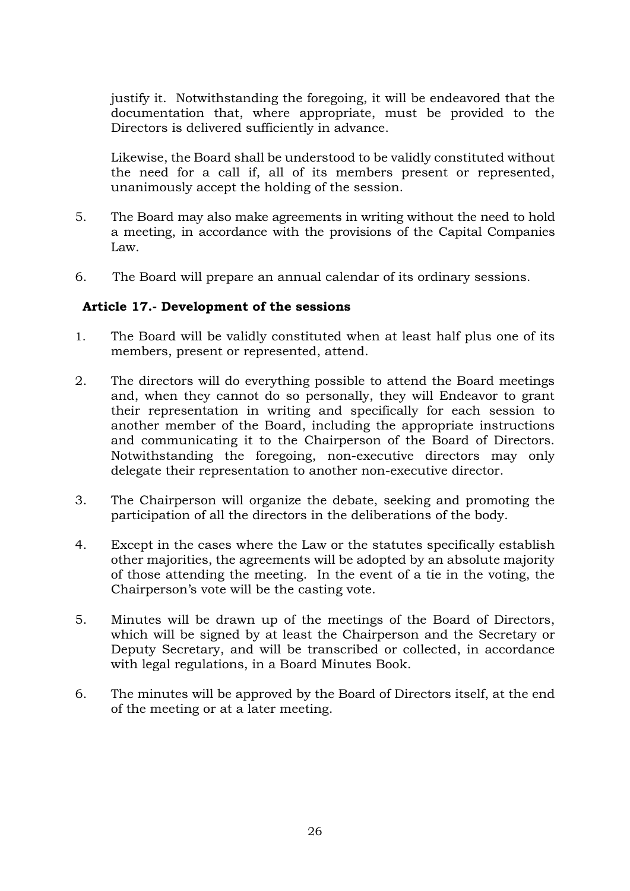justify it. Notwithstanding the foregoing, it will be endeavored that the documentation that, where appropriate, must be provided to the Directors is delivered sufficiently in advance.

Likewise, the Board shall be understood to be validly constituted without the need for a call if, all of its members present or represented, unanimously accept the holding of the session.

5. The Board may also make agreements in writing without the need to hold a meeting, in accordance with the provisions of the Capital Companies Law.

6. The Board will prepare an annual calendar of its ordinary sessions.

### Article 17.- Development of the sessions

1. The Board will be validly constituted when at least half plus one of its members, present or represented, attend.

2. The directors will do everything possible to attend the Board meetings and, when they cannot do so personally, they will Endeavor to grant their representation in writing and specifically for each session to another member of the Board, including the appropriate instructions and communicating it to the Chairperson of the Board of Directors. Notwithstanding the foregoing, non-executive directors may only delegate their representation to another non-executive director.

3. The Chairperson will organize the debate, seeking and promoting the participation of all the directors in the deliberations of the body.

4. Except in the cases where the Law or the statutes specifically establish other majorities, the agreements will be adopted by an absolute majority of those attending the meeting. In the event of a tie in the voting, the Chairperson's vote will be the casting vote.

5. Minutes will be drawn up of the meetings of the Board of Directors, which will be signed by at least the Chairperson and the Secretary or Deputy Secretary, and will be transcribed or collected, in accordance with legal regulations, in a Board Minutes Book.

6. The minutes will be approved by the Board of Directors itself, at the end of the meeting or at a later meeting.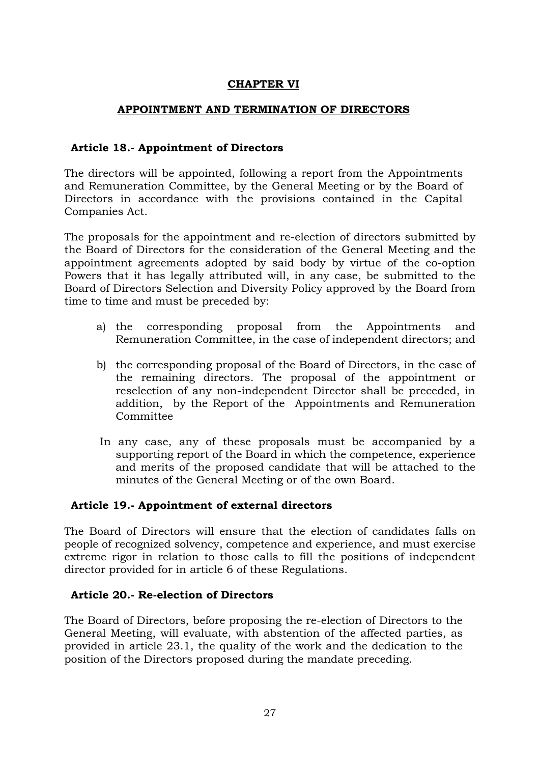# CHAPTER VI

## APPOINTMENT AND TERMINATION OF DIRECTORS

### Article 18.- Appointment of Directors

The directors will be appointed, following a report from the Appointments and Remuneration Committee, by the General Meeting or by the Board of Directors in accordance with the provisions contained in the Capital Companies Act.

The proposals for the appointment and re-election of directors submitted by the Board of Directors for the consideration of the General Meeting and the appointment agreements adopted by said body by virtue of the co-option Powers that it has legally attributed will, in any case, be submitted to the Board of Directors Selection and Diversity Policy approved by the Board from time to time and must be preceded by:

a) the corresponding proposal from the Appointments and Remuneration Committee, in the case of independent directors; and

b) the corresponding proposal of the Board of Directors, in the case of the remaining directors. The proposal of the appointment or reselection of any non-independent Director shall be preceded, in addition, by the Report of the Appointments and Remuneration Committee

In any case, any of these proposals must be accompanied by a supporting report of the Board in which the competence, experience and merits of the proposed candidate that will be attached to the minutes of the General Meeting or of the own Board.

### Article 19.- Appointment of external directors

The Board of Directors will ensure that the election of candidates falls on people of recognized solvency, competence and experience, and must exercise extreme rigor in relation to those calls to fill the positions of independent director provided for in article 6 of these Regulations.

### Article 20.- Re-election of Directors

The Board of Directors, before proposing the re-election of Directors to the General Meeting, will evaluate, with abstention of the affected parties, as provided in article 23.1, the quality of the work and the dedication to the position of the Directors proposed during the mandate preceding.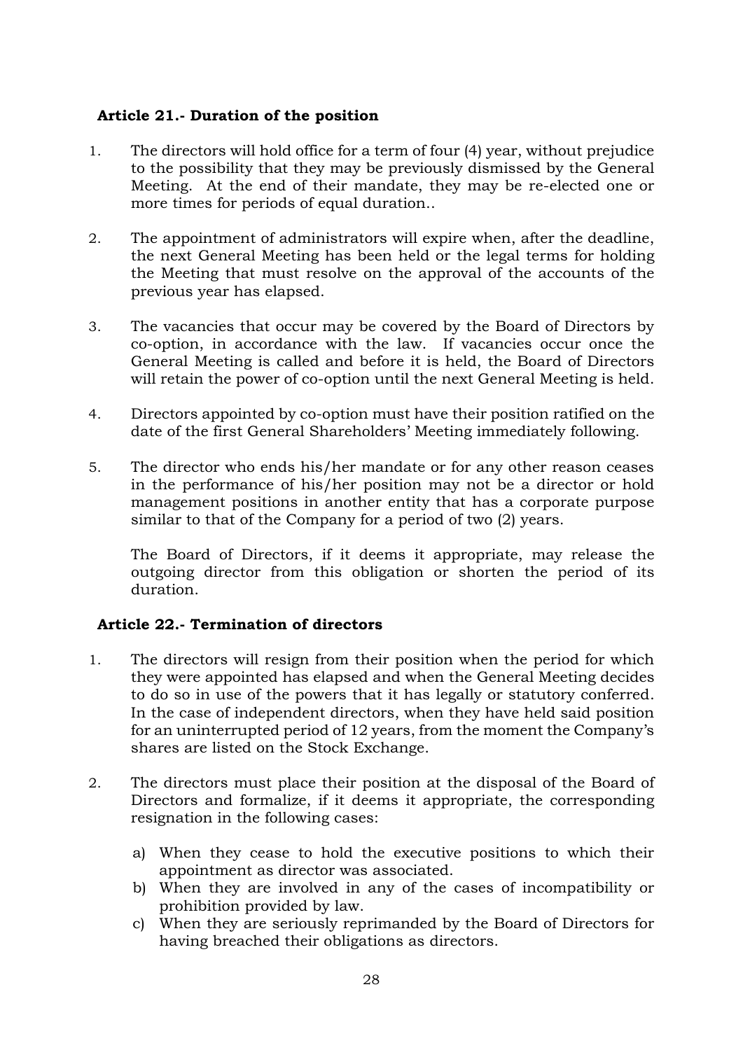**Article 21.- Duration of the position**

1. The directors will hold office for a term of four (4) year, without prejudice to the possibility that they may be previously dismissed by the General Meeting. At the end of their mandate, they may be re-elected one or more times for periods of equal duration..

2. The appointment of administrators will expire when, after the deadline, the next General Meeting has been held or the legal terms for holding the Meeting that must resolve on the approval of the accounts of the previous year has elapsed.

3. The vacancies that occur may be covered by the Board of Directors by co-option, in accordance with the law. If vacancies occur once the General Meeting is called and before it is held, the Board of Directors will retain the power of co-option until the next General Meeting is held.

4. Directors appointed by co-option must have their position ratified on the date of the first General Shareholders' Meeting immediately following.

5. The director who ends his/her mandate or for any other reason ceases in the performance of his/her position may not be a director or hold management positions in another entity that has a corporate purpose similar to that of the Company for a period of two (2) years.

   The Board of Directors, if it deems it appropriate, may release the outgoing director from this obligation or shorten the period of its duration.

**Article 22.- Termination of directors**

1. The directors will resign from their position when the period for which they were appointed has elapsed and when the General Meeting decides to do so in use of the powers that it has legally or statutory conferred. In the case of independent directors, when they have held said position for an uninterrupted period of 12 years, from the moment the Company's shares are listed on the Stock Exchange.

2. The directors must place their position at the disposal of the Board of Directors and formalize, if it deems it appropriate, the corresponding resignation in the following cases:

   a) When they cease to hold the executive positions to which their appointment as director was associated.
   b) When they are involved in any of the cases of incompatibility or prohibition provided by law.
   c) When they are seriously reprimanded by the Board of Directors for having breached their obligations as directors.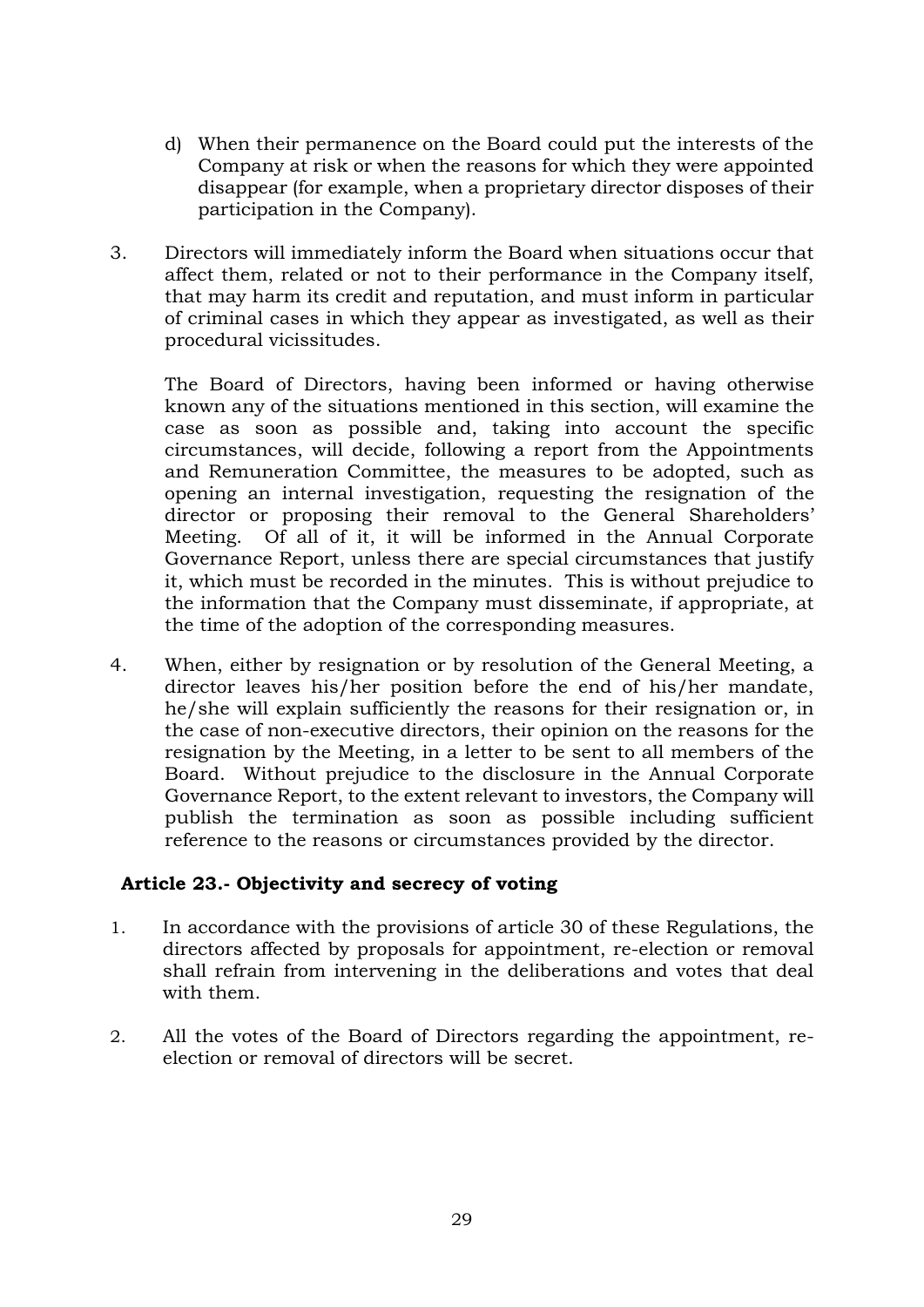d) When their permanence on the Board could put the interests of the Company at risk or when the reasons for which they were appointed disappear (for example, when a proprietary director disposes of their participation in the Company).

3. Directors will immediately inform the Board when situations occur that affect them, related or not to their performance in the Company itself, that may harm its credit and reputation, and must inform in particular of criminal cases in which they appear as investigated, as well as their procedural vicissitudes.

   The Board of Directors, having been informed or having otherwise known any of the situations mentioned in this section, will examine the case as soon as possible and, taking into account the specific circumstances, will decide, following a report from the Appointments and Remuneration Committee, the measures to be adopted, such as opening an internal investigation, requesting the resignation of the director or proposing their removal to the General Shareholders' Meeting. Of all of it, it will be informed in the Annual Corporate Governance Report, unless there are special circumstances that justify it, which must be recorded in the minutes. This is without prejudice to the information that the Company must disseminate, if appropriate, at the time of the adoption of the corresponding measures.

4. When, either by resignation or by resolution of the General Meeting, a director leaves his/her position before the end of his/her mandate, he/she will explain sufficiently the reasons for their resignation or, in the case of non-executive directors, their opinion on the reasons for the resignation by the Meeting, in a letter to be sent to all members of the Board. Without prejudice to the disclosure in the Annual Corporate Governance Report, to the extent relevant to investors, the Company will publish the termination as soon as possible including sufficient reference to the reasons or circumstances provided by the director.

### Article 23.- Objectivity and secrecy of voting

1. In accordance with the provisions of article 30 of these Regulations, the directors affected by proposals for appointment, re-election or removal shall refrain from intervening in the deliberations and votes that deal with them.

2. All the votes of the Board of Directors regarding the appointment, re-election or removal of directors will be secret.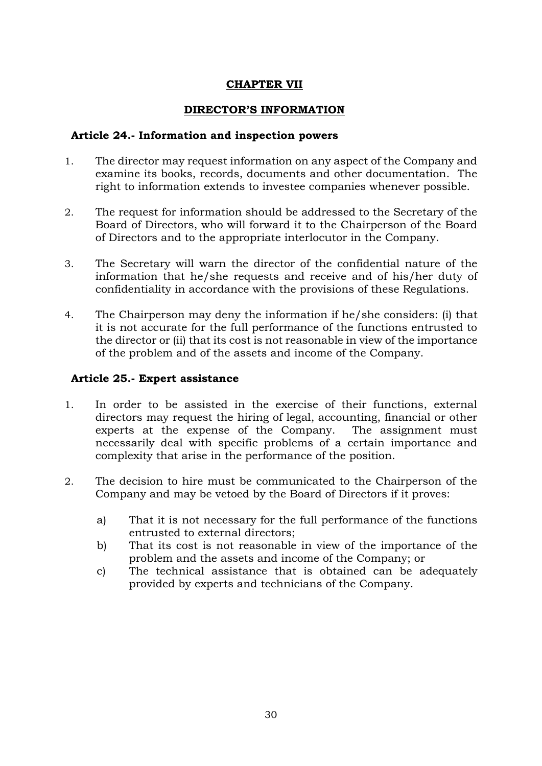## CHAPTER VII

## DIRECTOR'S INFORMATION

### Article 24.- Information and inspection powers

1. The director may request information on any aspect of the Company and examine its books, records, documents and other documentation. The right to information extends to investee companies whenever possible.

2. The request for information should be addressed to the Secretary of the Board of Directors, who will forward it to the Chairperson of the Board of Directors and to the appropriate interlocutor in the Company.

3. The Secretary will warn the director of the confidential nature of the information that he/she requests and receive and of his/her duty of confidentiality in accordance with the provisions of these Regulations.

4. The Chairperson may deny the information if he/she considers: (i) that it is not accurate for the full performance of the functions entrusted to the director or (ii) that its cost is not reasonable in view of the importance of the problem and of the assets and income of the Company.

### Article 25.- Expert assistance

1. In order to be assisted in the exercise of their functions, external directors may request the hiring of legal, accounting, financial or other experts at the expense of the Company. The assignment must necessarily deal with specific problems of a certain importance and complexity that arise in the performance of the position.

2. The decision to hire must be communicated to the Chairperson of the Company and may be vetoed by the Board of Directors if it proves:

   a) That it is not necessary for the full performance of the functions entrusted to external directors;
   b) That its cost is not reasonable in view of the importance of the problem and the assets and income of the Company; or
   c) The technical assistance that is obtained can be adequately provided by experts and technicians of the Company.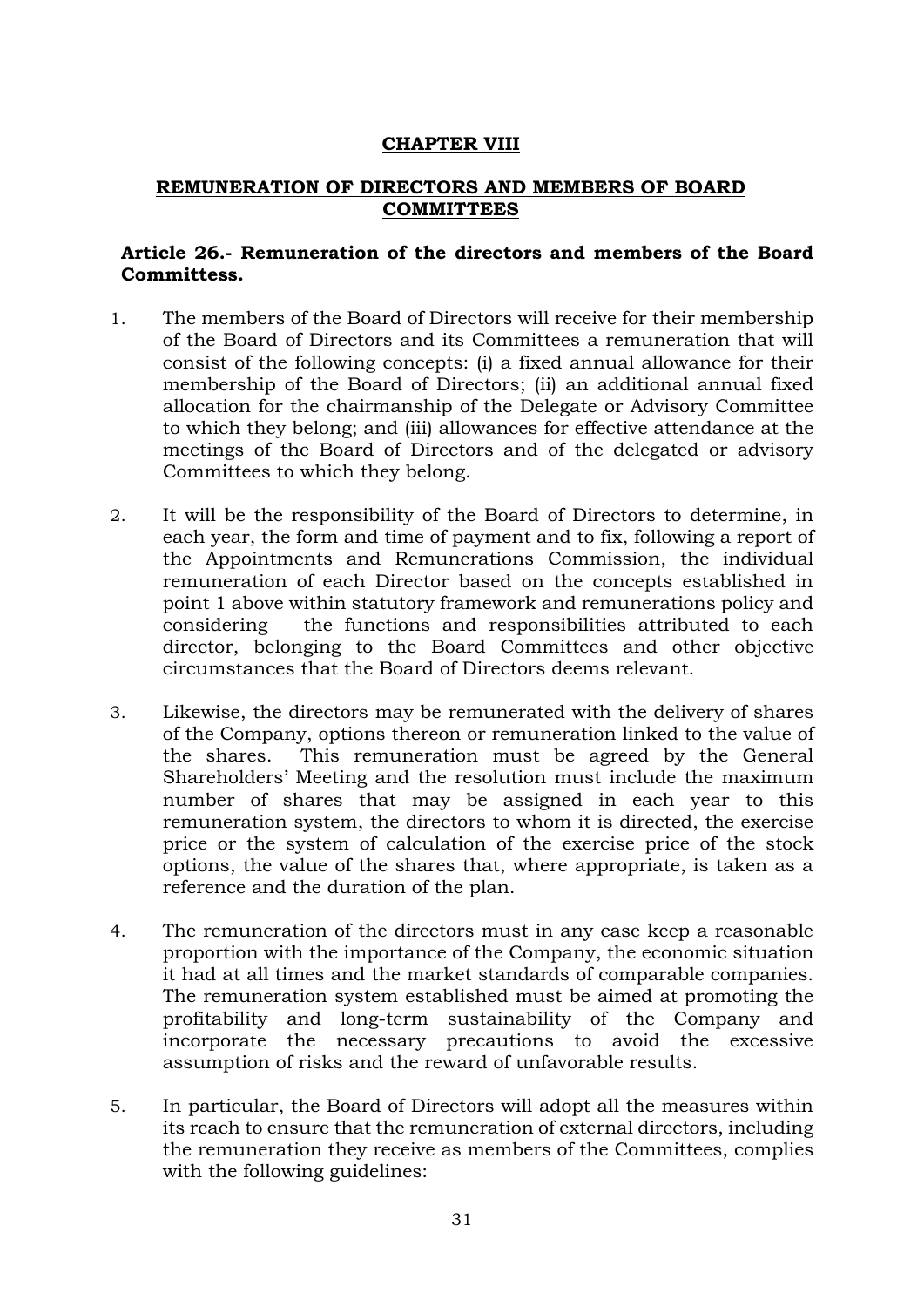# CHAPTER VIII

## REMUNERATION OF DIRECTORS AND MEMBERS OF BOARD COMMITTEES

### Article 26.- Remuneration of the directors and members of the Board Committess.

1. The members of the Board of Directors will receive for their membership of the Board of Directors and its Committees a remuneration that will consist of the following concepts: (i) a fixed annual allowance for their membership of the Board of Directors; (ii) an additional annual fixed allocation for the chairmanship of the Delegate or Advisory Committee to which they belong; and (iii) allowances for effective attendance at the meetings of the Board of Directors and of the delegated or advisory Committees to which they belong.

2. It will be the responsibility of the Board of Directors to determine, in each year, the form and time of payment and to fix, following a report of the Appointments and Remunerations Commission, the individual remuneration of each Director based on the concepts established in point 1 above within statutory framework and remunerations policy and considering the functions and responsibilities attributed to each director, belonging to the Board Committees and other objective circumstances that the Board of Directors deems relevant.

3. Likewise, the directors may be remunerated with the delivery of shares of the Company, options thereon or remuneration linked to the value of the shares. This remuneration must be agreed by the General Shareholders' Meeting and the resolution must include the maximum number of shares that may be assigned in each year to this remuneration system, the directors to whom it is directed, the exercise price or the system of calculation of the exercise price of the stock options, the value of the shares that, where appropriate, is taken as a reference and the duration of the plan.

4. The remuneration of the directors must in any case keep a reasonable proportion with the importance of the Company, the economic situation it had at all times and the market standards of comparable companies. The remuneration system established must be aimed at promoting the profitability and long-term sustainability of the Company and incorporate the necessary precautions to avoid the excessive assumption of risks and the reward of unfavorable results.

5. In particular, the Board of Directors will adopt all the measures within its reach to ensure that the remuneration of external directors, including the remuneration they receive as members of the Committees, complies with the following guidelines: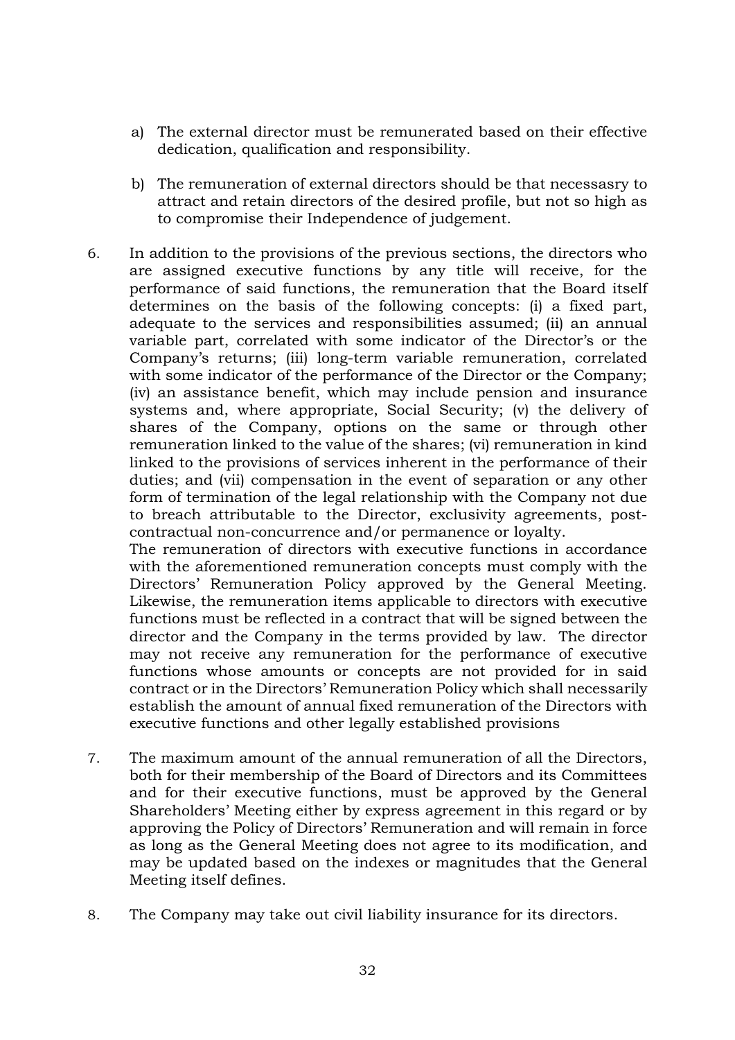a) The external director must be remunerated based on their effective dedication, qualification and responsibility.

b) The remuneration of external directors should be that necessasry to attract and retain directors of the desired profile, but not so high as to compromise their Independence of judgement.

6. In addition to the provisions of the previous sections, the directors who are assigned executive functions by any title will receive, for the performance of said functions, the remuneration that the Board itself determines on the basis of the following concepts: (i) a fixed part, adequate to the services and responsibilities assumed; (ii) an annual variable part, correlated with some indicator of the Director's or the Company's returns; (iii) long-term variable remuneration, correlated with some indicator of the performance of the Director or the Company; (iv) an assistance benefit, which may include pension and insurance systems and, where appropriate, Social Security; (v) the delivery of shares of the Company, options on the same or through other remuneration linked to the value of the shares; (vi) remuneration in kind linked to the provisions of services inherent in the performance of their duties; and (vii) compensation in the event of separation or any other form of termination of the legal relationship with the Company not due to breach attributable to the Director, exclusivity agreements, post-contractual non-concurrence and/or permanence or loyalty.
The remuneration of directors with executive functions in accordance with the aforementioned remuneration concepts must comply with the Directors' Remuneration Policy approved by the General Meeting. Likewise, the remuneration items applicable to directors with executive functions must be reflected in a contract that will be signed between the director and the Company in the terms provided by law. The director may not receive any remuneration for the performance of executive functions whose amounts or concepts are not provided for in said contract or in the Directors' Remuneration Policy which shall necessarily establish the amount of annual fixed remuneration of the Directors with executive functions and other legally established provisions

7. The maximum amount of the annual remuneration of all the Directors, both for their membership of the Board of Directors and its Committees and for their executive functions, must be approved by the General Shareholders' Meeting either by express agreement in this regard or by approving the Policy of Directors' Remuneration and will remain in force as long as the General Meeting does not agree to its modification, and may be updated based on the indexes or magnitudes that the General Meeting itself defines.

8. The Company may take out civil liability insurance for its directors.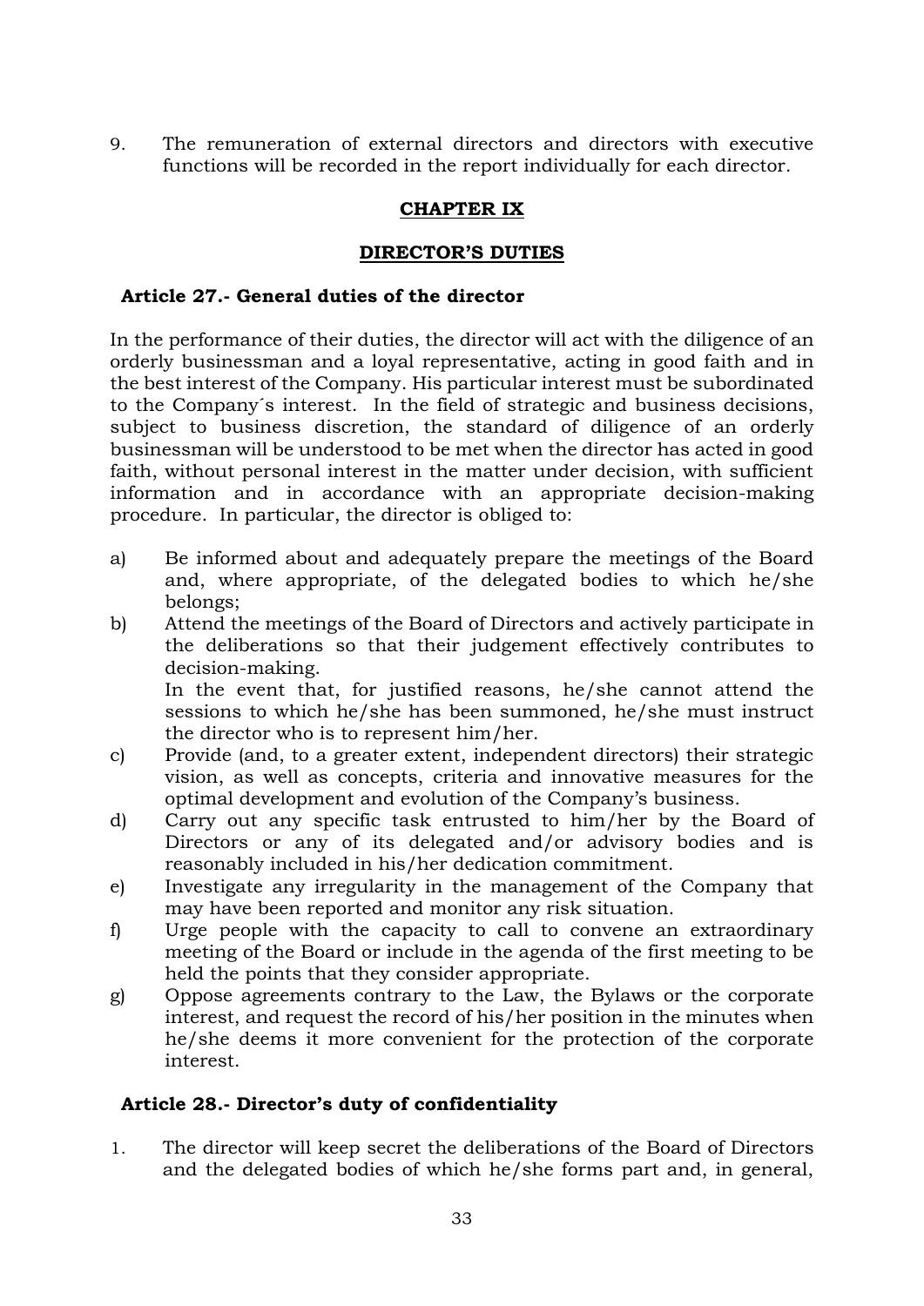9. The remuneration of external directors and directors with executive functions will be recorded in the report individually for each director.

## CHAPTER IX

## DIRECTOR'S DUTIES

### Article 27.- General duties of the director

In the performance of their duties, the director will act with the diligence of an orderly businessman and a loyal representative, acting in good faith and in the best interest of the Company. His particular interest must be subordinated to the Company´s interest. In the field of strategic and business decisions, subject to business discretion, the standard of diligence of an orderly businessman will be understood to be met when the director has acted in good faith, without personal interest in the matter under decision, with sufficient information and in accordance with an appropriate decision-making procedure. In particular, the director is obliged to:

a) Be informed about and adequately prepare the meetings of the Board and, where appropriate, of the delegated bodies to which he/she belongs;

b) Attend the meetings of the Board of Directors and actively participate in the deliberations so that their judgement effectively contributes to decision-making.

   In the event that, for justified reasons, he/she cannot attend the sessions to which he/she has been summoned, he/she must instruct the director who is to represent him/her.

c) Provide (and, to a greater extent, independent directors) their strategic vision, as well as concepts, criteria and innovative measures for the optimal development and evolution of the Company's business.

d) Carry out any specific task entrusted to him/her by the Board of Directors or any of its delegated and/or advisory bodies and is reasonably included in his/her dedication commitment.

e) Investigate any irregularity in the management of the Company that may have been reported and monitor any risk situation.

f) Urge people with the capacity to call to convene an extraordinary meeting of the Board or include in the agenda of the first meeting to be held the points that they consider appropriate.

g) Oppose agreements contrary to the Law, the Bylaws or the corporate interest, and request the record of his/her position in the minutes when he/she deems it more convenient for the protection of the corporate interest.

### Article 28.- Director's duty of confidentiality

1. The director will keep secret the deliberations of the Board of Directors and the delegated bodies of which he/she forms part and, in general,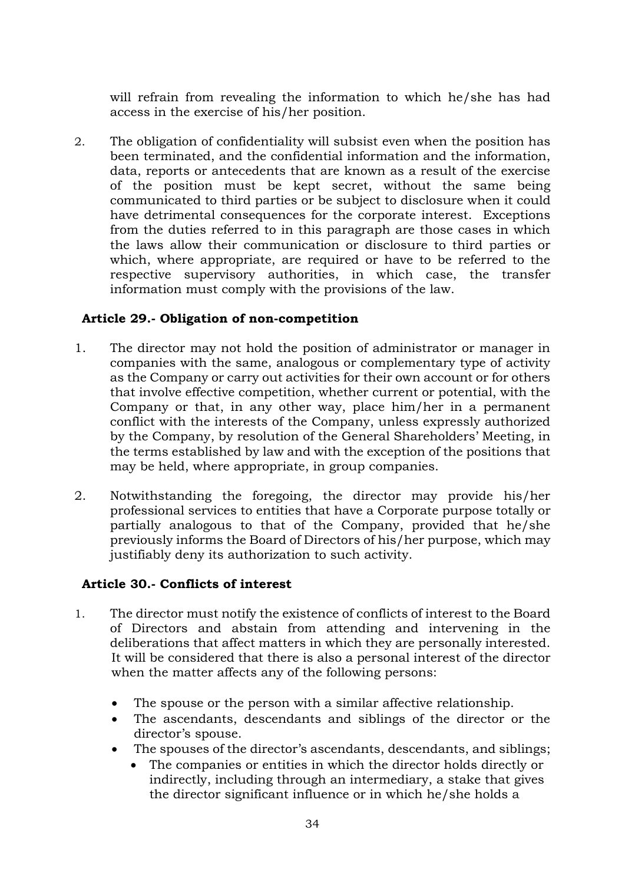will refrain from revealing the information to which he/she has had access in the exercise of his/her position.

2. The obligation of confidentiality will subsist even when the position has been terminated, and the confidential information and the information, data, reports or antecedents that are known as a result of the exercise of the position must be kept secret, without the same being communicated to third parties or be subject to disclosure when it could have detrimental consequences for the corporate interest. Exceptions from the duties referred to in this paragraph are those cases in which the laws allow their communication or disclosure to third parties or which, where appropriate, are required or have to be referred to the respective supervisory authorities, in which case, the transfer information must comply with the provisions of the law.

### Article 29.- Obligation of non-competition

1. The director may not hold the position of administrator or manager in companies with the same, analogous or complementary type of activity as the Company or carry out activities for their own account or for others that involve effective competition, whether current or potential, with the Company or that, in any other way, place him/her in a permanent conflict with the interests of the Company, unless expressly authorized by the Company, by resolution of the General Shareholders' Meeting, in the terms established by law and with the exception of the positions that may be held, where appropriate, in group companies.

2. Notwithstanding the foregoing, the director may provide his/her professional services to entities that have a Corporate purpose totally or partially analogous to that of the Company, provided that he/she previously informs the Board of Directors of his/her purpose, which may justifiably deny its authorization to such activity.

### Article 30.- Conflicts of interest

1. The director must notify the existence of conflicts of interest to the Board of Directors and abstain from attending and intervening in the deliberations that affect matters in which they are personally interested. It will be considered that there is also a personal interest of the director when the matter affects any of the following persons:

   - The spouse or the person with a similar affective relationship.
   - The ascendants, descendants and siblings of the director or the director's spouse.
   - The spouses of the director's ascendants, descendants, and siblings;
     - The companies or entities in which the director holds directly or indirectly, including through an intermediary, a stake that gives the director significant influence or in which he/she holds a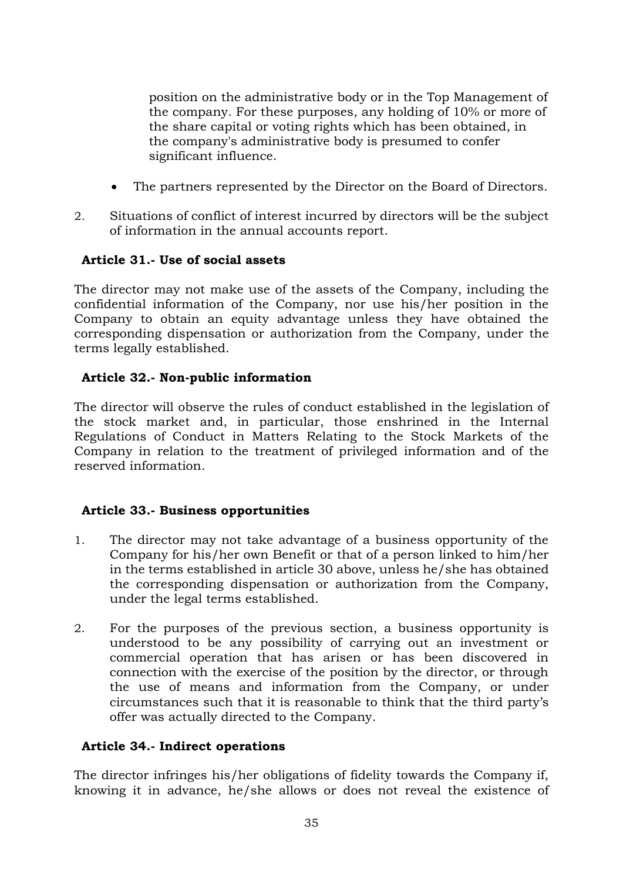position on the administrative body or in the Top Management of the company. For these purposes, any holding of 10% or more of the share capital or voting rights which has been obtained, in the company's administrative body is presumed to confer significant influence.

- The partners represented by the Director on the Board of Directors.

2. Situations of conflict of interest incurred by directors will be the subject of information in the annual accounts report.

**Article 31.- Use of social assets**

The director may not make use of the assets of the Company, including the confidential information of the Company, nor use his/her position in the Company to obtain an equity advantage unless they have obtained the corresponding dispensation or authorization from the Company, under the terms legally established.

**Article 32.- Non-public information**

The director will observe the rules of conduct established in the legislation of the stock market and, in particular, those enshrined in the Internal Regulations of Conduct in Matters Relating to the Stock Markets of the Company in relation to the treatment of privileged information and of the reserved information.

**Article 33.- Business opportunities**

1. The director may not take advantage of a business opportunity of the Company for his/her own Benefit or that of a person linked to him/her in the terms established in article 30 above, unless he/she has obtained the corresponding dispensation or authorization from the Company, under the legal terms established.

2. For the purposes of the previous section, a business opportunity is understood to be any possibility of carrying out an investment or commercial operation that has arisen or has been discovered in connection with the exercise of the position by the director, or through the use of means and information from the Company, or under circumstances such that it is reasonable to think that the third party's offer was actually directed to the Company.

**Article 34.- Indirect operations**

The director infringes his/her obligations of fidelity towards the Company if, knowing it in advance, he/she allows or does not reveal the existence of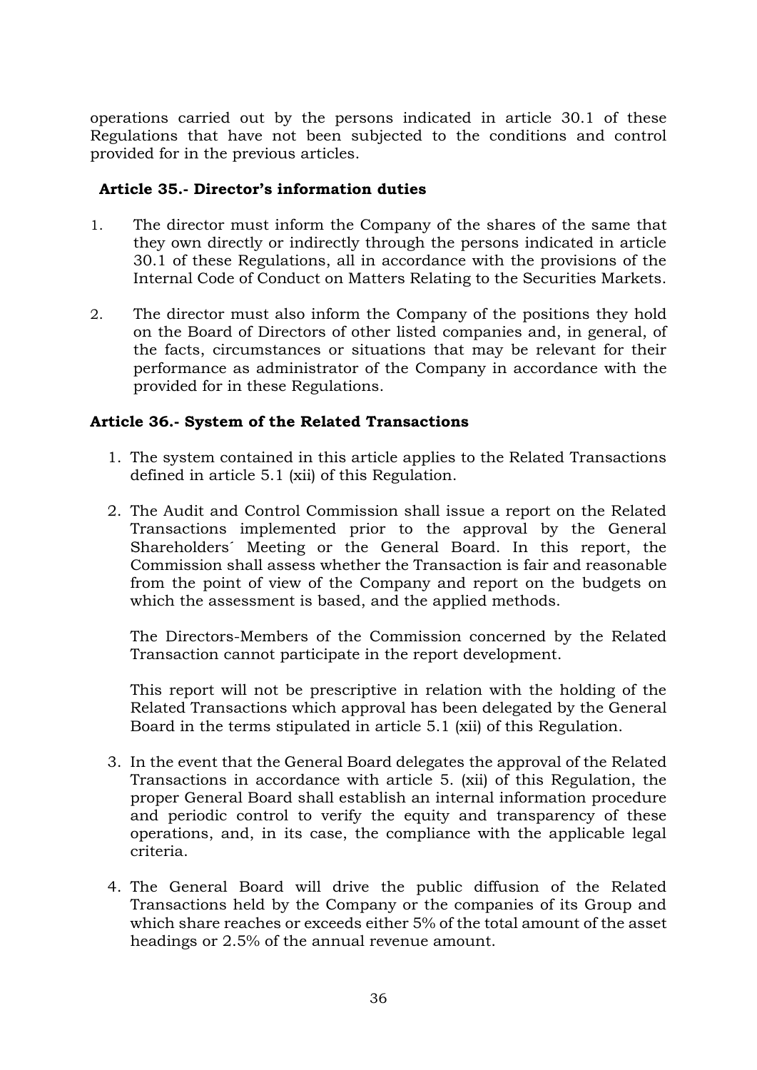operations carried out by the persons indicated in article 30.1 of these Regulations that have not been subjected to the conditions and control provided for in the previous articles.

### Article 35.- Director's information duties

1. The director must inform the Company of the shares of the same that they own directly or indirectly through the persons indicated in article 30.1 of these Regulations, all in accordance with the provisions of the Internal Code of Conduct on Matters Relating to the Securities Markets.

2. The director must also inform the Company of the positions they hold on the Board of Directors of other listed companies and, in general, of the facts, circumstances or situations that may be relevant for their performance as administrator of the Company in accordance with the provided for in these Regulations.

### Article 36.- System of the Related Transactions

1. The system contained in this article applies to the Related Transactions defined in article 5.1 (xii) of this Regulation.

2. The Audit and Control Commission shall issue a report on the Related Transactions implemented prior to the approval by the General Shareholders´ Meeting or the General Board. In this report, the Commission shall assess whether the Transaction is fair and reasonable from the point of view of the Company and report on the budgets on which the assessment is based, and the applied methods.

   The Directors-Members of the Commission concerned by the Related Transaction cannot participate in the report development.

   This report will not be prescriptive in relation with the holding of the Related Transactions which approval has been delegated by the General Board in the terms stipulated in article 5.1 (xii) of this Regulation.

3. In the event that the General Board delegates the approval of the Related Transactions in accordance with article 5. (xii) of this Regulation, the proper General Board shall establish an internal information procedure and periodic control to verify the equity and transparency of these operations, and, in its case, the compliance with the applicable legal criteria.

4. The General Board will drive the public diffusion of the Related Transactions held by the Company or the companies of its Group and which share reaches or exceeds either 5% of the total amount of the asset headings or 2.5% of the annual revenue amount.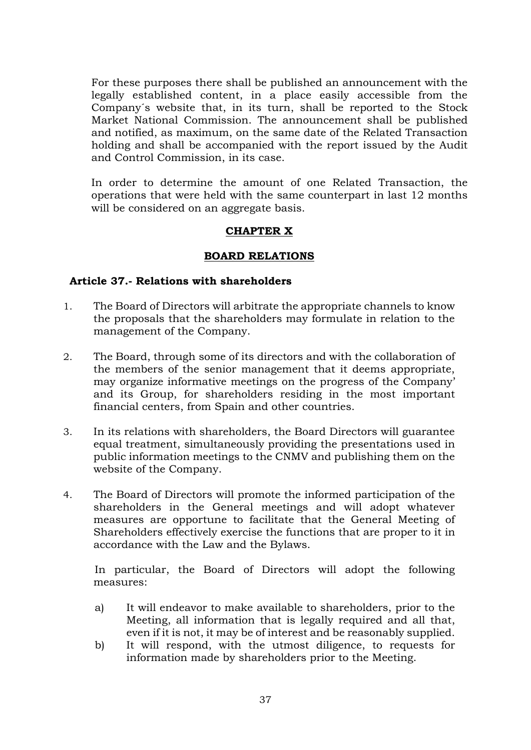For these purposes there shall be published an announcement with the legally established content, in a place easily accessible from the Company´s website that, in its turn, shall be reported to the Stock Market National Commission. The announcement shall be published and notified, as maximum, on the same date of the Related Transaction holding and shall be accompanied with the report issued by the Audit and Control Commission, in its case.

In order to determine the amount of one Related Transaction, the operations that were held with the same counterpart in last 12 months will be considered on an aggregate basis.

## CHAPTER X

## BOARD RELATIONS

### Article 37.- Relations with shareholders

1. The Board of Directors will arbitrate the appropriate channels to know the proposals that the shareholders may formulate in relation to the management of the Company.

2. The Board, through some of its directors and with the collaboration of the members of the senior management that it deems appropriate, may organize informative meetings on the progress of the Company' and its Group, for shareholders residing in the most important financial centers, from Spain and other countries.

3. In its relations with shareholders, the Board Directors will guarantee equal treatment, simultaneously providing the presentations used in public information meetings to the CNMV and publishing them on the website of the Company.

4. The Board of Directors will promote the informed participation of the shareholders in the General meetings and will adopt whatever measures are opportune to facilitate that the General Meeting of Shareholders effectively exercise the functions that are proper to it in accordance with the Law and the Bylaws.

   In particular, the Board of Directors will adopt the following measures:

   a) It will endeavor to make available to shareholders, prior to the Meeting, all information that is legally required and all that, even if it is not, it may be of interest and be reasonably supplied.
   b) It will respond, with the utmost diligence, to requests for information made by shareholders prior to the Meeting.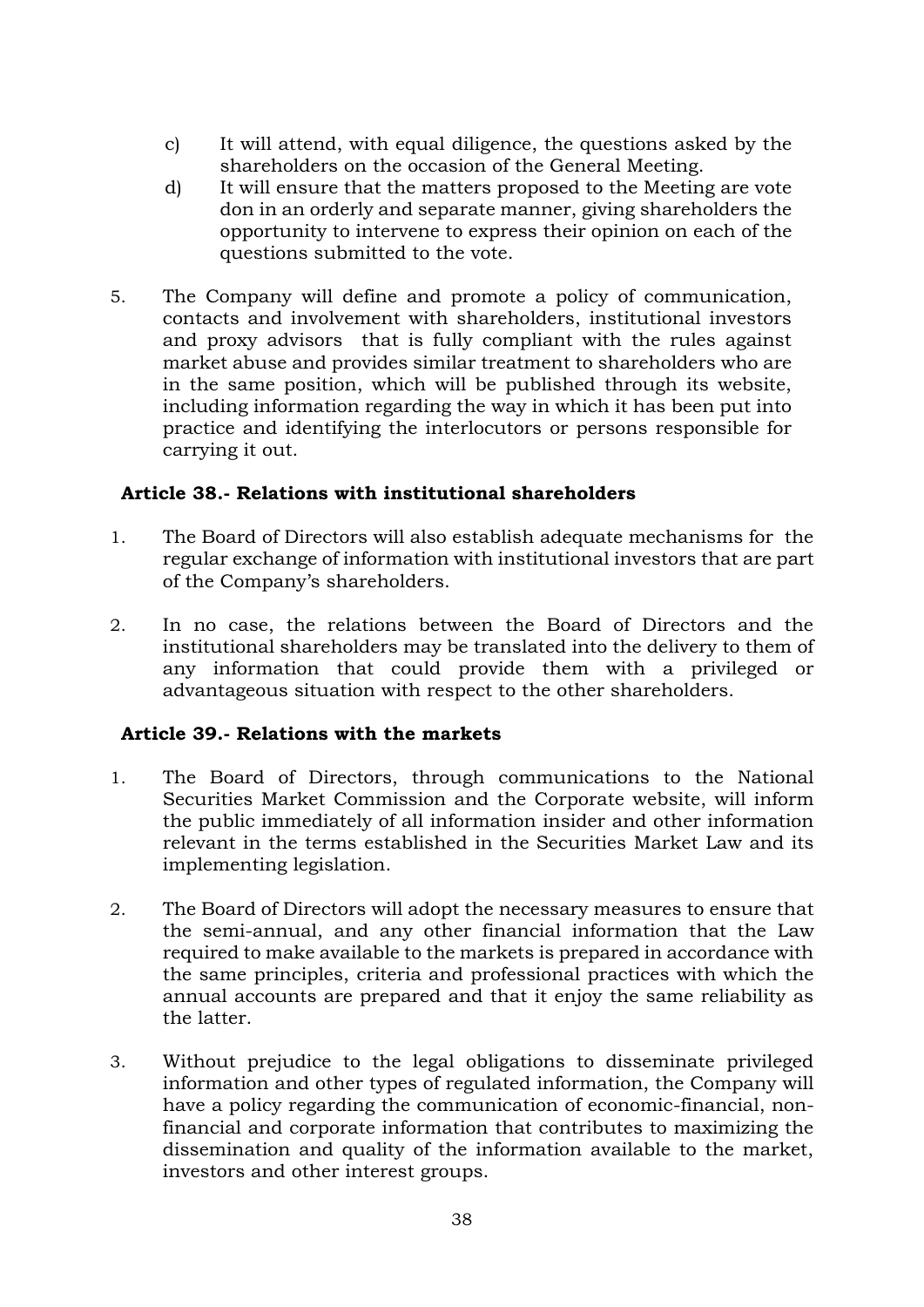c) It will attend, with equal diligence, the questions asked by the shareholders on the occasion of the General Meeting.

d) It will ensure that the matters proposed to the Meeting are vote don in an orderly and separate manner, giving shareholders the opportunity to intervene to express their opinion on each of the questions submitted to the vote.

5. The Company will define and promote a policy of communication, contacts and involvement with shareholders, institutional investors and proxy advisors that is fully compliant with the rules against market abuse and provides similar treatment to shareholders who are in the same position, which will be published through its website, including information regarding the way in which it has been put into practice and identifying the interlocutors or persons responsible for carrying it out.

**Article 38.- Relations with institutional shareholders**

1. The Board of Directors will also establish adequate mechanisms for the regular exchange of information with institutional investors that are part of the Company's shareholders.

2. In no case, the relations between the Board of Directors and the institutional shareholders may be translated into the delivery to them of any information that could provide them with a privileged or advantageous situation with respect to the other shareholders.

**Article 39.- Relations with the markets**

1. The Board of Directors, through communications to the National Securities Market Commission and the Corporate website, will inform the public immediately of all information insider and other information relevant in the terms established in the Securities Market Law and its implementing legislation.

2. The Board of Directors will adopt the necessary measures to ensure that the semi-annual, and any other financial information that the Law required to make available to the markets is prepared in accordance with the same principles, criteria and professional practices with which the annual accounts are prepared and that it enjoy the same reliability as the latter.

3. Without prejudice to the legal obligations to disseminate privileged information and other types of regulated information, the Company will have a policy regarding the communication of economic-financial, non-financial and corporate information that contributes to maximizing the dissemination and quality of the information available to the market, investors and other interest groups.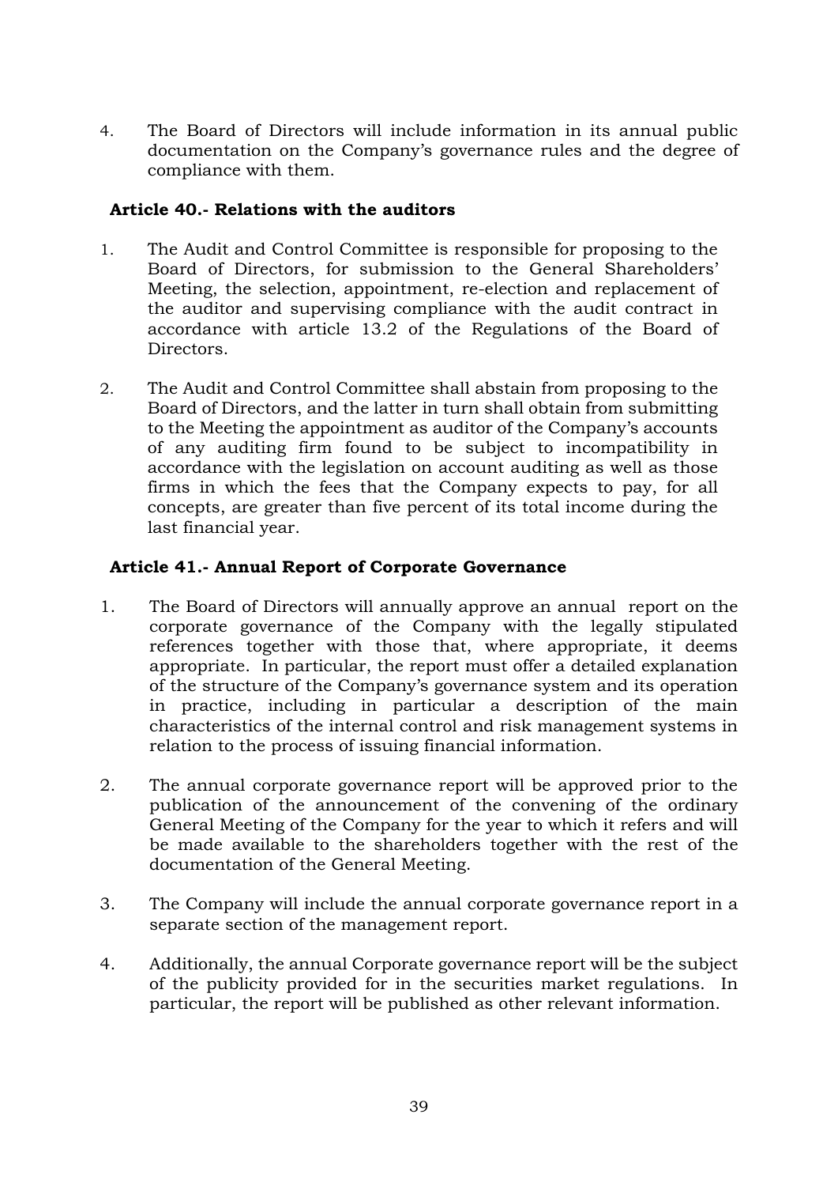4. The Board of Directors will include information in its annual public documentation on the Company's governance rules and the degree of compliance with them.

**Article 40.- Relations with the auditors**

1. The Audit and Control Committee is responsible for proposing to the Board of Directors, for submission to the General Shareholders' Meeting, the selection, appointment, re-election and replacement of the auditor and supervising compliance with the audit contract in accordance with article 13.2 of the Regulations of the Board of Directors.

2. The Audit and Control Committee shall abstain from proposing to the Board of Directors, and the latter in turn shall obtain from submitting to the Meeting the appointment as auditor of the Company's accounts of any auditing firm found to be subject to incompatibility in accordance with the legislation on account auditing as well as those firms in which the fees that the Company expects to pay, for all concepts, are greater than five percent of its total income during the last financial year.

**Article 41.- Annual Report of Corporate Governance**

1. The Board of Directors will annually approve an annual report on the corporate governance of the Company with the legally stipulated references together with those that, where appropriate, it deems appropriate. In particular, the report must offer a detailed explanation of the structure of the Company's governance system and its operation in practice, including in particular a description of the main characteristics of the internal control and risk management systems in relation to the process of issuing financial information.

2. The annual corporate governance report will be approved prior to the publication of the announcement of the convening of the ordinary General Meeting of the Company for the year to which it refers and will be made available to the shareholders together with the rest of the documentation of the General Meeting.

3. The Company will include the annual corporate governance report in a separate section of the management report.

4. Additionally, the annual Corporate governance report will be the subject of the publicity provided for in the securities market regulations. In particular, the report will be published as other relevant information.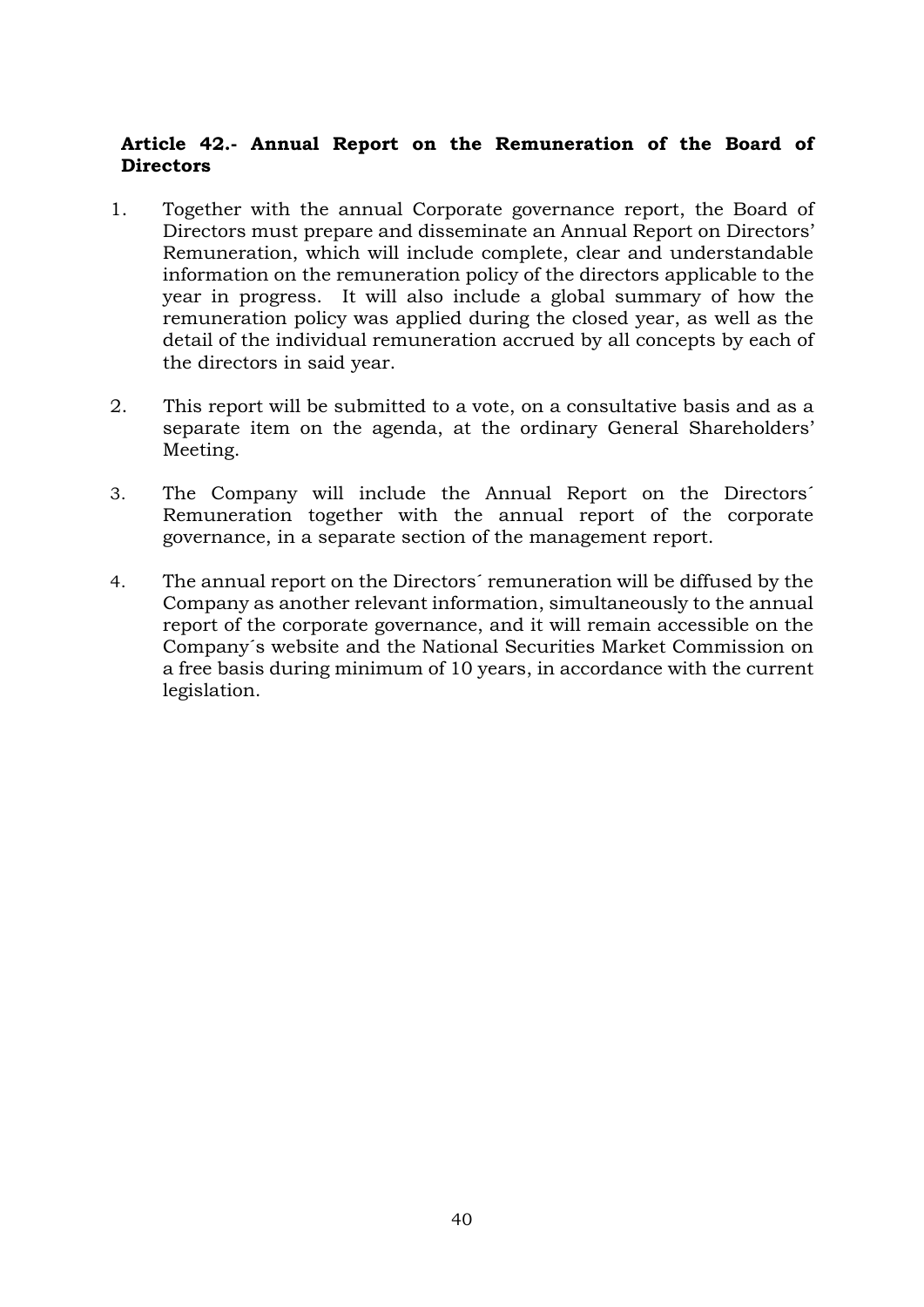**Article 42.- Annual Report on the Remuneration of the Board of Directors**

1. Together with the annual Corporate governance report, the Board of Directors must prepare and disseminate an Annual Report on Directors' Remuneration, which will include complete, clear and understandable information on the remuneration policy of the directors applicable to the year in progress. It will also include a global summary of how the remuneration policy was applied during the closed year, as well as the detail of the individual remuneration accrued by all concepts by each of the directors in said year.

2. This report will be submitted to a vote, on a consultative basis and as a separate item on the agenda, at the ordinary General Shareholders' Meeting.

3. The Company will include the Annual Report on the Directors´ Remuneration together with the annual report of the corporate governance, in a separate section of the management report.

4. The annual report on the Directors´ remuneration will be diffused by the Company as another relevant information, simultaneously to the annual report of the corporate governance, and it will remain accessible on the Company´s website and the National Securities Market Commission on a free basis during minimum of 10 years, in accordance with the current legislation.